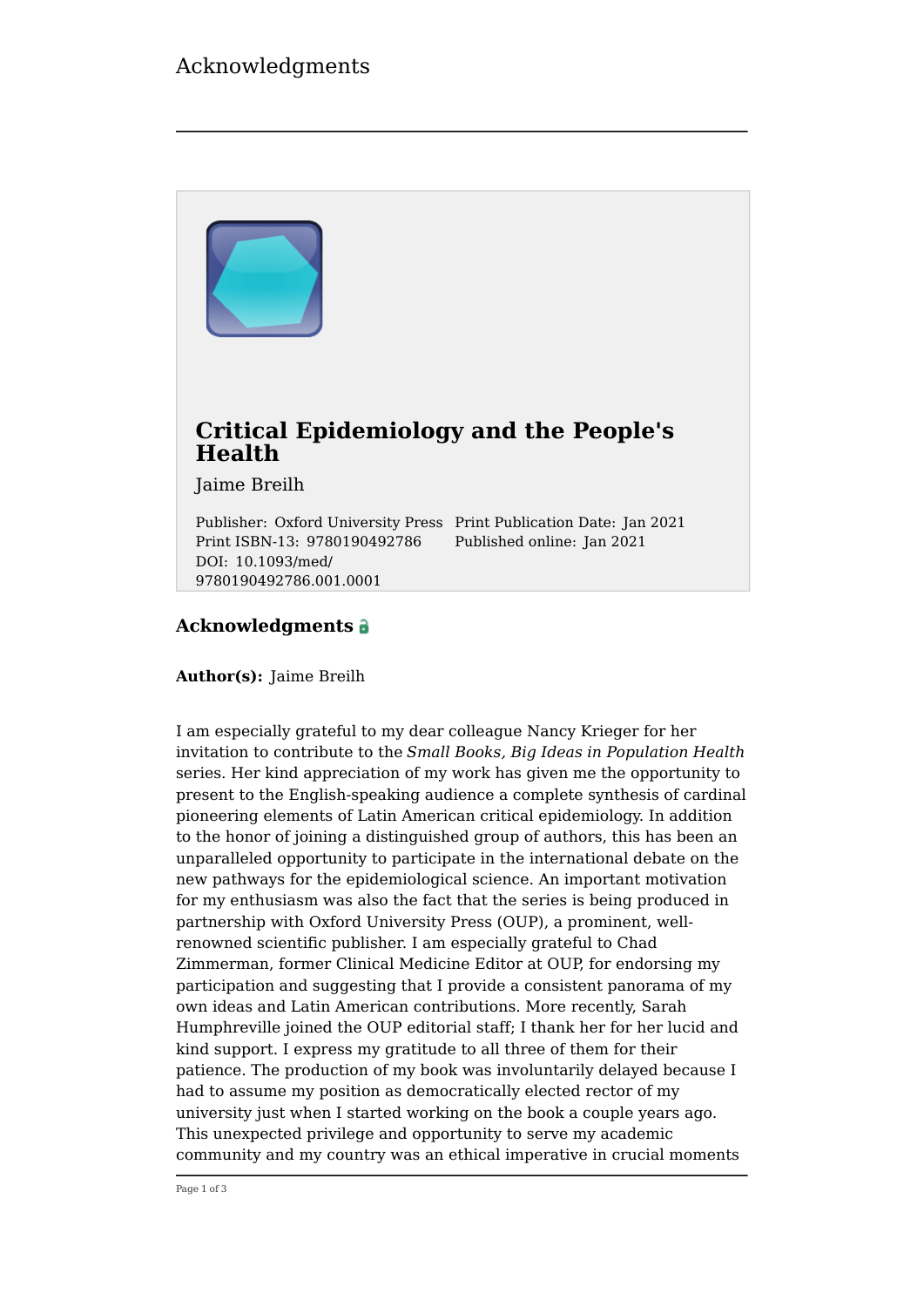# Critical Epidemiology and the People's Health

Jaime Breilh

Publisher: Oxford University Press
Print ISBN-13: 9780190492786
DOI: 10.1093/med/9780190492786.001.0001
Print Publication Date: Jan 2021
Published online: Jan 2021

## Acknowledgments

**Author(s):** Jaime Breilh

I am especially grateful to my dear colleague Nancy Krieger for her invitation to contribute to the *Small Books, Big Ideas in Population Health* series. Her kind appreciation of my work has given me the opportunity to present to the English-speaking audience a complete synthesis of cardinal pioneering elements of Latin American critical epidemiology. In addition to the honor of joining a distinguished group of authors, this has been an unparalleled opportunity to participate in the international debate on the new pathways for the epidemiological science. An important motivation for my enthusiasm was also the fact that the series is being produced in partnership with Oxford University Press (OUP), a prominent, well-renowned scientific publisher. I am especially grateful to Chad Zimmerman, former Clinical Medicine Editor at OUP, for endorsing my participation and suggesting that I provide a consistent panorama of my own ideas and Latin American contributions. More recently, Sarah Humphreville joined the OUP editorial staff; I thank her for her lucid and kind support. I express my gratitude to all three of them for their patience. The production of my book was involuntarily delayed because I had to assume my position as democratically elected rector of my university just when I started working on the book a couple years ago. This unexpected privilege and opportunity to serve my academic community and my country was an ethical imperative in crucial moments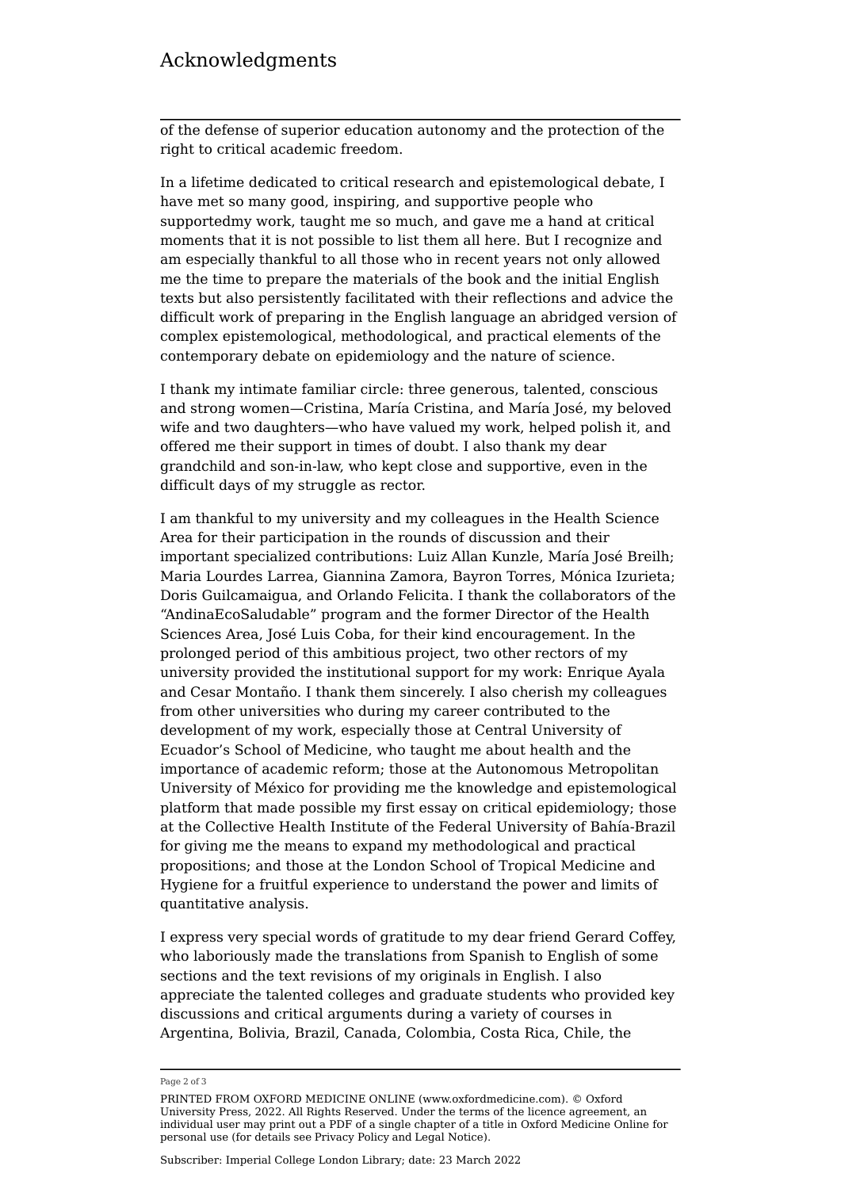of the defense of superior education autonomy and the protection of the right to critical academic freedom.

In a lifetime dedicated to critical research and epistemological debate, I have met so many good, inspiring, and supportive people who supportedmy work, taught me so much, and gave me a hand at critical moments that it is not possible to list them all here. But I recognize and am especially thankful to all those who in recent years not only allowed me the time to prepare the materials of the book and the initial English texts but also persistently facilitated with their reflections and advice the difficult work of preparing in the English language an abridged version of complex epistemological, methodological, and practical elements of the contemporary debate on epidemiology and the nature of science.

I thank my intimate familiar circle: three generous, talented, conscious and strong women—Cristina, María Cristina, and María José, my beloved wife and two daughters—who have valued my work, helped polish it, and offered me their support in times of doubt. I also thank my dear grandchild and son-in-law, who kept close and supportive, even in the difficult days of my struggle as rector.

I am thankful to my university and my colleagues in the Health Science Area for their participation in the rounds of discussion and their important specialized contributions: Luiz Allan Kunzle, María José Breilh; Maria Lourdes Larrea, Giannina Zamora, Bayron Torres, Mónica Izurieta; Doris Guilcamaigua, and Orlando Felicita. I thank the collaborators of the "AndinaEcoSaludable" program and the former Director of the Health Sciences Area, José Luis Coba, for their kind encouragement. In the prolonged period of this ambitious project, two other rectors of my university provided the institutional support for my work: Enrique Ayala and Cesar Montaño. I thank them sincerely. I also cherish my colleagues from other universities who during my career contributed to the development of my work, especially those at Central University of Ecuador's School of Medicine, who taught me about health and the importance of academic reform; those at the Autonomous Metropolitan University of México for providing me the knowledge and epistemological platform that made possible my first essay on critical epidemiology; those at the Collective Health Institute of the Federal University of Bahía-Brazil for giving me the means to expand my methodological and practical propositions; and those at the London School of Tropical Medicine and Hygiene for a fruitful experience to understand the power and limits of quantitative analysis.

I express very special words of gratitude to my dear friend Gerard Coffey, who laboriously made the translations from Spanish to English of some sections and the text revisions of my originals in English. I also appreciate the talented colleges and graduate students who provided key discussions and critical arguments during a variety of courses in Argentina, Bolivia, Brazil, Canada, Colombia, Costa Rica, Chile, the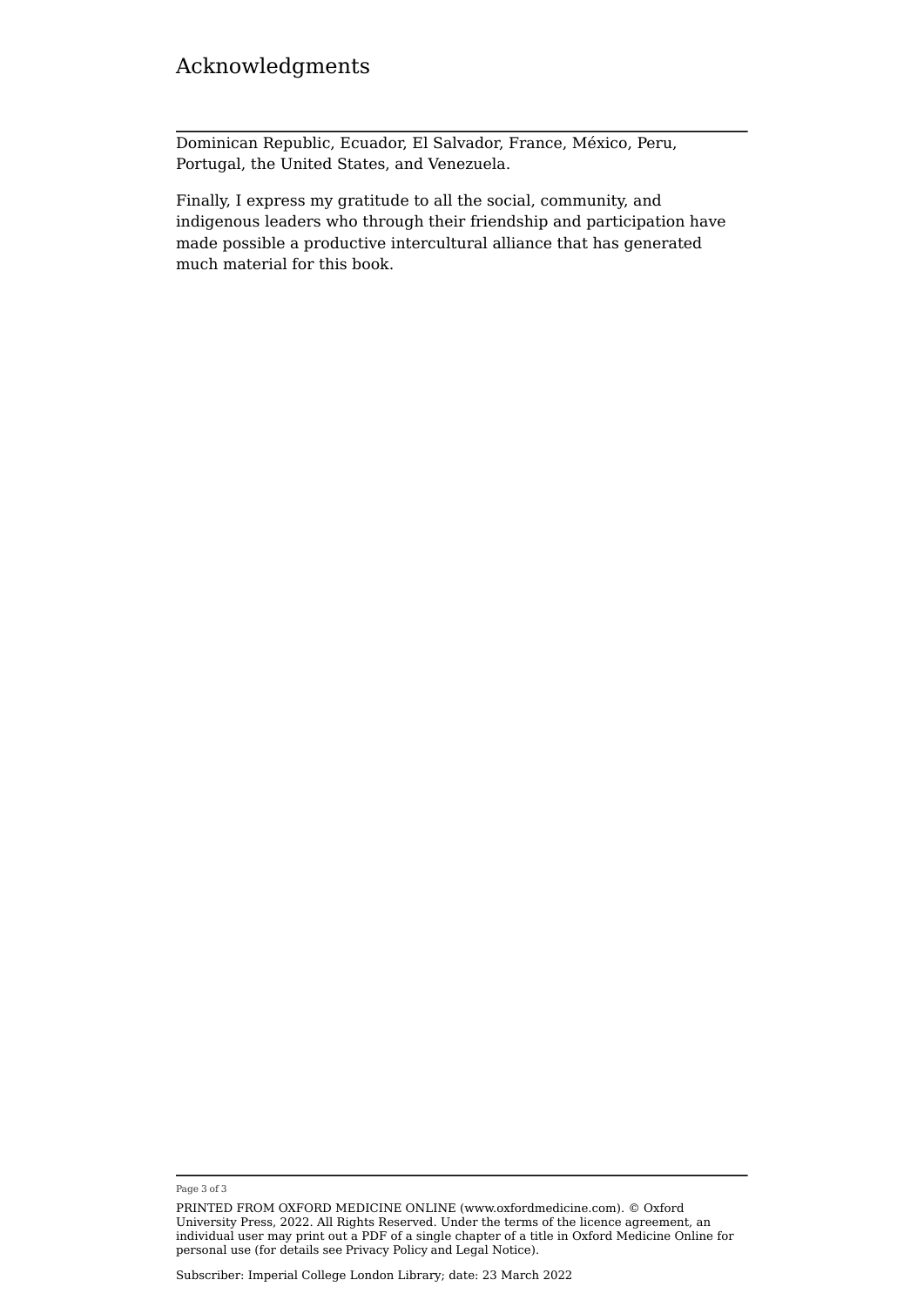Dominican Republic, Ecuador, El Salvador, France, México, Peru, Portugal, the United States, and Venezuela.

Finally, I express my gratitude to all the social, community, and indigenous leaders who through their friendship and participation have made possible a productive intercultural alliance that has generated much material for this book.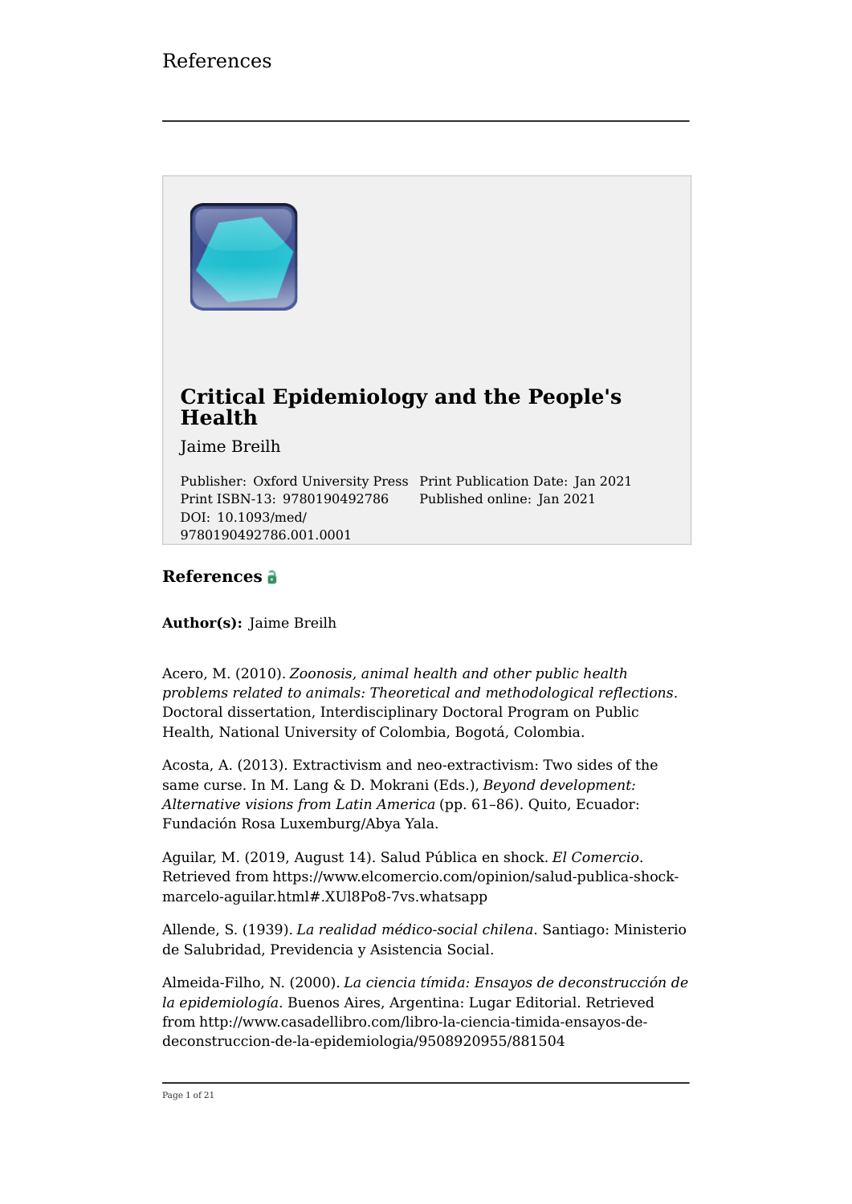# Critical Epidemiology and the People's Health

Jaime Breilh

Publisher: Oxford University Press  
Print ISBN-13: 9780190492786  
DOI: 10.1093/med/9780190492786.001.0001  
Print Publication Date: Jan 2021  
Published online: Jan 2021

## References

**Author(s):** Jaime Breilh

Acero, M. (2010). *Zoonosis, animal health and other public health problems related to animals: Theoretical and methodological reflections*. Doctoral dissertation, Interdisciplinary Doctoral Program on Public Health, National University of Colombia, Bogotá, Colombia.

Acosta, A. (2013). Extractivism and neo-extractivism: Two sides of the same curse. In M. Lang & D. Mokrani (Eds.), *Beyond development: Alternative visions from Latin America* (pp. 61–86). Quito, Ecuador: Fundación Rosa Luxemburg/Abya Yala.

Aguilar, M. (2019, August 14). Salud Pública en shock. *El Comercio*. Retrieved from https://www.elcomercio.com/opinion/salud-publica-shock-marcelo-aguilar.html#.XUl8Po8-7vs.whatsapp

Allende, S. (1939). *La realidad médico-social chilena*. Santiago: Ministerio de Salubridad, Previdencia y Asistencia Social.

Almeida-Filho, N. (2000). *La ciencia tímida: Ensayos de deconstrucción de la epidemiología*. Buenos Aires, Argentina: Lugar Editorial. Retrieved from http://www.casadellibro.com/libro-la-ciencia-timida-ensayos-de-deconstruccion-de-la-epidemiologia/9508920955/881504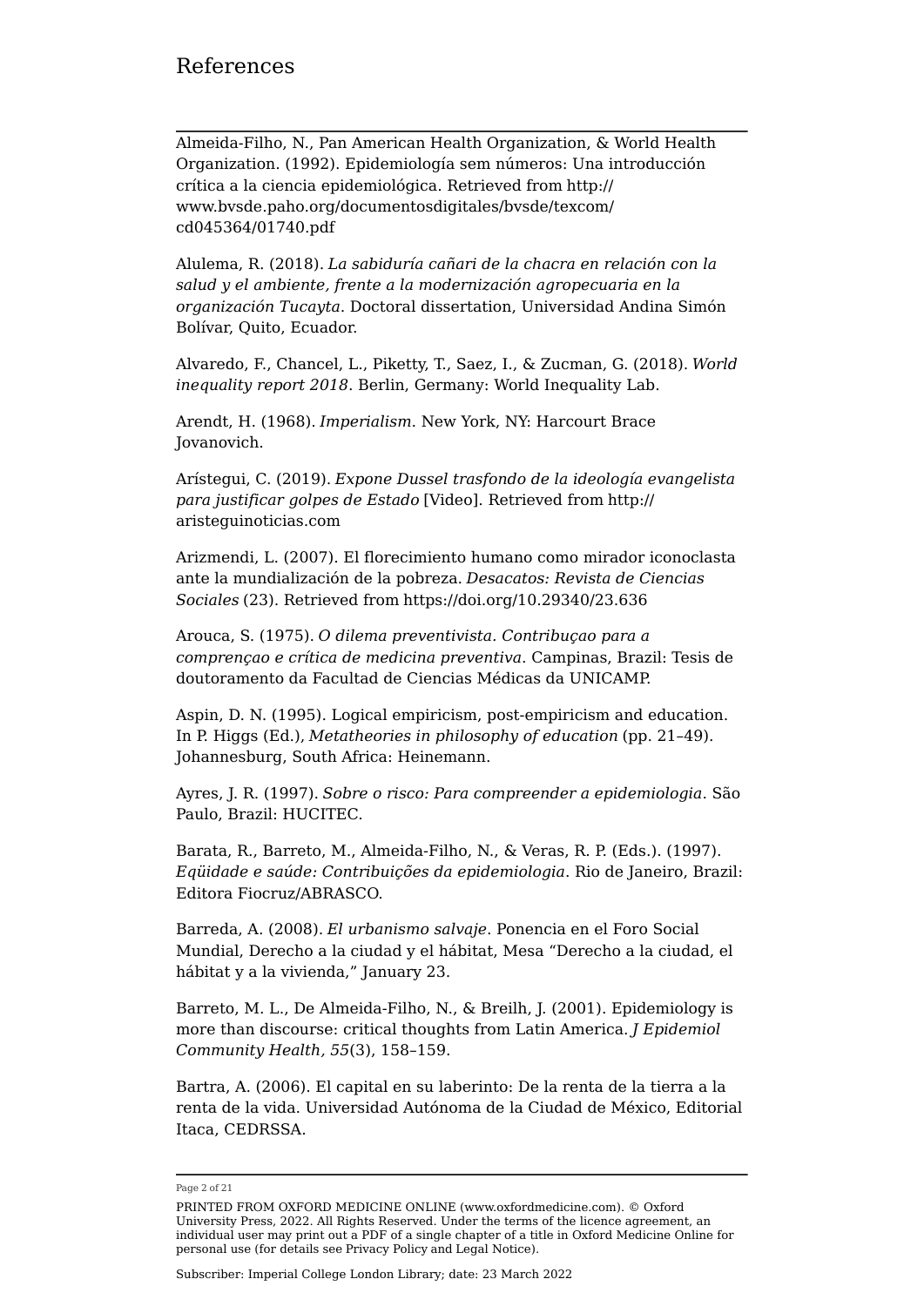# References

Almeida-Filho, N., Pan American Health Organization, & World Health Organization. (1992). Epidemiología sem números: Una introducción crítica a la ciencia epidemiológica. Retrieved from http://www.bvsde.paho.org/documentosdigitales/bvsde/texcom/cd045364/01740.pdf

Alulema, R. (2018). *La sabiduría cañari de la chacra en relación con la salud y el ambiente, frente a la modernización agropecuaria en la organización Tucayta*. Doctoral dissertation, Universidad Andina Simón Bolívar, Quito, Ecuador.

Alvaredo, F., Chancel, L., Piketty, T., Saez, I., & Zucman, G. (2018). *World inequality report 2018*. Berlin, Germany: World Inequality Lab.

Arendt, H. (1968). *Imperialism*. New York, NY: Harcourt Brace Jovanovich.

Arístegui, C. (2019). *Expone Dussel trasfondo de la ideología evangelista para justificar golpes de Estado* [Video]. Retrieved from http://aristeguinoticias.com

Arizmendi, L. (2007). El florecimiento humano como mirador iconoclasta ante la mundialización de la pobreza. *Desacatos: Revista de Ciencias Sociales* (23). Retrieved from https://doi.org/10.29340/23.636

Arouca, S. (1975). *O dilema preventivista. Contribuçao para a comprençao e crítica de medicina preventiva*. Campinas, Brazil: Tesis de doutoramento da Facultad de Ciencias Médicas da UNICAMP.

Aspin, D. N. (1995). Logical empiricism, post-empiricism and education. In P. Higgs (Ed.), *Metatheories in philosophy of education* (pp. 21–49). Johannesburg, South Africa: Heinemann.

Ayres, J. R. (1997). *Sobre o risco: Para compreender a epidemiologia*. São Paulo, Brazil: HUCITEC.

Barata, R., Barreto, M., Almeida-Filho, N., & Veras, R. P. (Eds.). (1997). *Eqüidade e saúde: Contribuições da epidemiologia*. Rio de Janeiro, Brazil: Editora Fiocruz/ABRASCO.

Barreda, A. (2008). *El urbanismo salvaje*. Ponencia en el Foro Social Mundial, Derecho a la ciudad y el hábitat, Mesa "Derecho a la ciudad, el hábitat y a la vivienda," January 23.

Barreto, M. L., De Almeida-Filho, N., & Breilh, J. (2001). Epidemiology is more than discourse: critical thoughts from Latin America. *J Epidemiol Community Health, 55*(3), 158–159.

Bartra, A. (2006). El capital en su laberinto: De la renta de la tierra a la renta de la vida. Universidad Autónoma de la Ciudad de México, Editorial Itaca, CEDRSSA.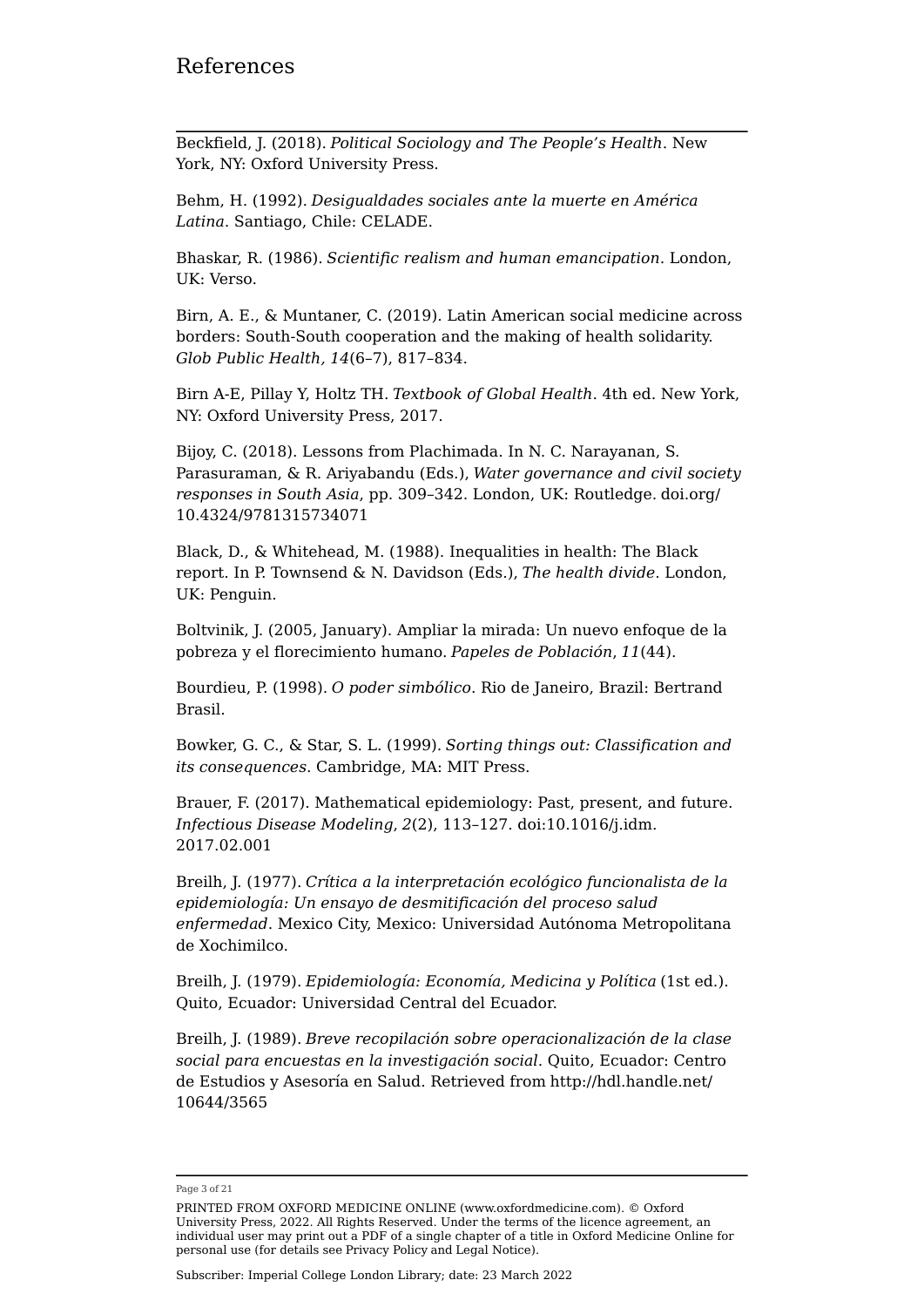# References

Beckfield, J. (2018). *Political Sociology and The People's Health*. New York, NY: Oxford University Press.

Behm, H. (1992). *Desigualdades sociales ante la muerte en América Latina*. Santiago, Chile: CELADE.

Bhaskar, R. (1986). *Scientific realism and human emancipation*. London, UK: Verso.

Birn, A. E., & Muntaner, C. (2019). Latin American social medicine across borders: South-South cooperation and the making of health solidarity. *Glob Public Health, 14*(6–7), 817–834.

Birn A-E, Pillay Y, Holtz TH. *Textbook of Global Health*. 4th ed. New York, NY: Oxford University Press, 2017.

Bijoy, C. (2018). Lessons from Plachimada. In N. C. Narayanan, S. Parasuraman, & R. Ariyabandu (Eds.), *Water governance and civil society responses in South Asia*, pp. 309–342. London, UK: Routledge. doi.org/10.4324/9781315734071

Black, D., & Whitehead, M. (1988). Inequalities in health: The Black report. In P. Townsend & N. Davidson (Eds.), *The health divide*. London, UK: Penguin.

Boltvinik, J. (2005, January). Ampliar la mirada: Un nuevo enfoque de la pobreza y el florecimiento humano. *Papeles de Población*, *11*(44).

Bourdieu, P. (1998). *O poder simbólico*. Rio de Janeiro, Brazil: Bertrand Brasil.

Bowker, G. C., & Star, S. L. (1999). *Sorting things out: Classification and its consequences*. Cambridge, MA: MIT Press.

Brauer, F. (2017). Mathematical epidemiology: Past, present, and future. *Infectious Disease Modeling*, *2*(2), 113–127. doi:10.1016/j.idm.2017.02.001

Breilh, J. (1977). *Crítica a la interpretación ecológico funcionalista de la epidemiología: Un ensayo de desmitificación del proceso salud enfermedad*. Mexico City, Mexico: Universidad Autónoma Metropolitana de Xochimilco.

Breilh, J. (1979). *Epidemiología: Economía, Medicina y Política* (1st ed.). Quito, Ecuador: Universidad Central del Ecuador.

Breilh, J. (1989). *Breve recopilación sobre operacionalización de la clase social para encuestas en la investigación social*. Quito, Ecuador: Centro de Estudios y Asesoría en Salud. Retrieved from http://hdl.handle.net/10644/3565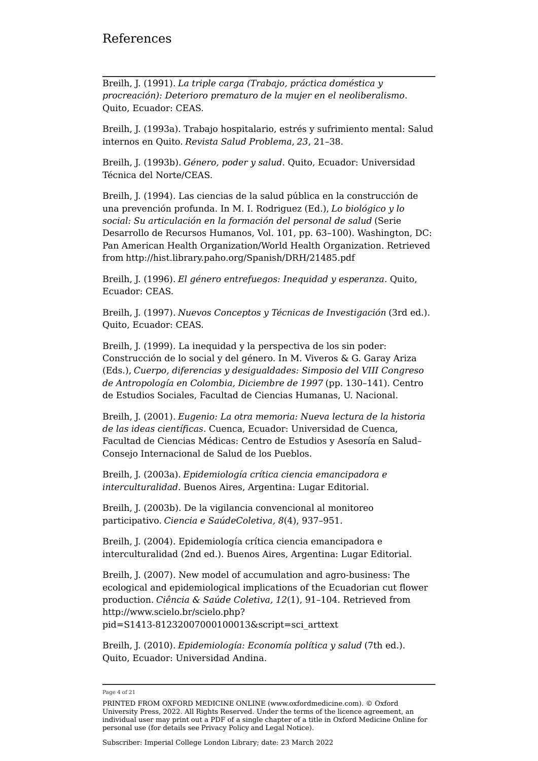# References

Breilh, J. (1991). *La triple carga (Trabajo, práctica doméstica y procreación): Deterioro prematuro de la mujer en el neoliberalismo*. Quito, Ecuador: CEAS.

Breilh, J. (1993a). Trabajo hospitalario, estrés y sufrimiento mental: Salud internos en Quito. *Revista Salud Problema*, *23*, 21–38.

Breilh, J. (1993b). *Género, poder y salud*. Quito, Ecuador: Universidad Técnica del Norte/CEAS.

Breilh, J. (1994). Las ciencias de la salud pública en la construcción de una prevención profunda. In M. I. Rodriguez (Ed.), *Lo biológico y lo social: Su articulación en la formación del personal de salud* (Serie Desarrollo de Recursos Humanos, Vol. 101, pp. 63–100). Washington, DC: Pan American Health Organization/World Health Organization. Retrieved from http://hist.library.paho.org/Spanish/DRH/21485.pdf

Breilh, J. (1996). *El género entrefuegos: Inequidad y esperanza*. Quito, Ecuador: CEAS.

Breilh, J. (1997). *Nuevos Conceptos y Técnicas de Investigación* (3rd ed.). Quito, Ecuador: CEAS.

Breilh, J. (1999). La inequidad y la perspectiva de los sin poder: Construcción de lo social y del género. In M. Viveros & G. Garay Ariza (Eds.), *Cuerpo, diferencias y desigualdades: Simposio del VIII Congreso de Antropología en Colombia, Diciembre de 1997* (pp. 130–141). Centro de Estudios Sociales, Facultad de Ciencias Humanas, U. Nacional.

Breilh, J. (2001). *Eugenio: La otra memoria: Nueva lectura de la historia de las ideas científicas*. Cuenca, Ecuador: Universidad de Cuenca, Facultad de Ciencias Médicas: Centro de Estudios y Asesoría en Salud–Consejo Internacional de Salud de los Pueblos.

Breilh, J. (2003a). *Epidemiología crítica ciencia emancipadora e interculturalidad*. Buenos Aires, Argentina: Lugar Editorial.

Breilh, J. (2003b). De la vigilancia convencional al monitoreo participativo. *Ciencia e SaúdeColetiva, 8*(4), 937–951.

Breilh, J. (2004). Epidemiología crítica ciencia emancipadora e interculturalidad (2nd ed.). Buenos Aires, Argentina: Lugar Editorial.

Breilh, J. (2007). New model of accumulation and agro-business: The ecological and epidemiological implications of the Ecuadorian cut flower production. *Ciência & Saúde Coletiva, 12*(1), 91–104. Retrieved from http://www.scielo.br/scielo.php?pid=S1413-81232007000100013&script=sci_arttext

Breilh, J. (2010). *Epidemiología: Economía política y salud* (7th ed.). Quito, Ecuador: Universidad Andina.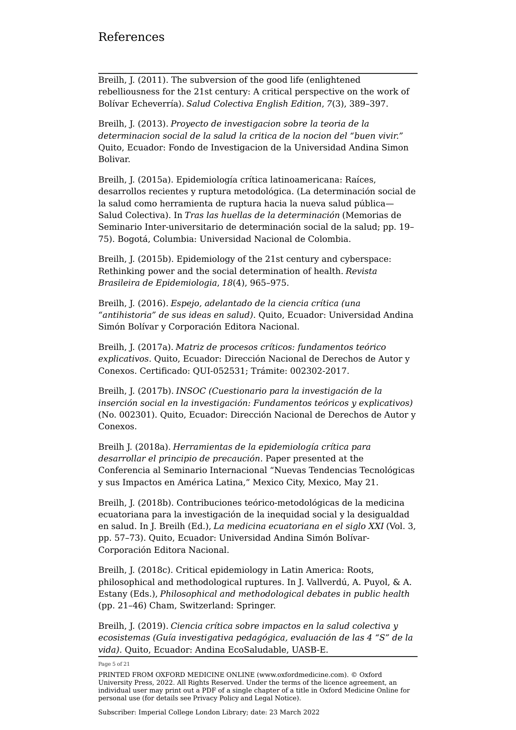# References

Breilh, J. (2011). The subversion of the good life (enlightened rebelliousness for the 21st century: A critical perspective on the work of Bolívar Echeverría). *Salud Colectiva English Edition*, *7*(3), 389–397.

Breilh, J. (2013). *Proyecto de investigacion sobre la teoria de la determinacion social de la salud la critica de la nocion del "buen vivir."* Quito, Ecuador: Fondo de Investigacion de la Universidad Andina Simon Bolivar.

Breilh, J. (2015a). Epidemiología crítica latinoamericana: Raíces, desarrollos recientes y ruptura metodológica. (La determinación social de la salud como herramienta de ruptura hacia la nueva salud pública—Salud Colectiva). In *Tras las huellas de la determinación* (Memorias de Seminario Inter-universitario de determinación social de la salud; pp. 19–75). Bogotá, Columbia: Universidad Nacional de Colombia.

Breilh, J. (2015b). Epidemiology of the 21st century and cyberspace: Rethinking power and the social determination of health. *Revista Brasileira de Epidemiologia*, *18*(4), 965–975.

Breilh, J. (2016). *Espejo, adelantado de la ciencia crítica (una "antihistoria" de sus ideas en salud)*. Quito, Ecuador: Universidad Andina Simón Bolívar y Corporación Editora Nacional.

Breilh, J. (2017a). *Matriz de procesos críticos: fundamentos teórico explicativos*. Quito, Ecuador: Dirección Nacional de Derechos de Autor y Conexos. Certificado: QUI-052531; Trámite: 002302-2017.

Breilh, J. (2017b). *INSOC (Cuestionario para la investigación de la inserción social en la investigación: Fundamentos teóricos y explicativos)* (No. 002301). Quito, Ecuador: Dirección Nacional de Derechos de Autor y Conexos.

Breilh J. (2018a). *Herramientas de la epidemiología crítica para desarrollar el principio de precaución*. Paper presented at the Conferencia al Seminario Internacional "Nuevas Tendencias Tecnológicas y sus Impactos en América Latina," Mexico City, Mexico, May 21.

Breilh, J. (2018b). Contribuciones teórico-metodológicas de la medicina ecuatoriana para la investigación de la inequidad social y la desigualdad en salud. In J. Breilh (Ed.), *La medicina ecuatoriana en el siglo XXI* (Vol. 3, pp. 57–73). Quito, Ecuador: Universidad Andina Simón Bolívar-Corporación Editora Nacional.

Breilh, J. (2018c). Critical epidemiology in Latin America: Roots, philosophical and methodological ruptures. In J. Vallverdú, A. Puyol, & A. Estany (Eds.), *Philosophical and methodological debates in public health* (pp. 21–46) Cham, Switzerland: Springer.

Breilh, J. (2019). *Ciencia crítica sobre impactos en la salud colectiva y ecosistemas (Guía investigativa pedagógica, evaluación de las 4 "S" de la vida)*. Quito, Ecuador: Andina EcoSaludable, UASB-E.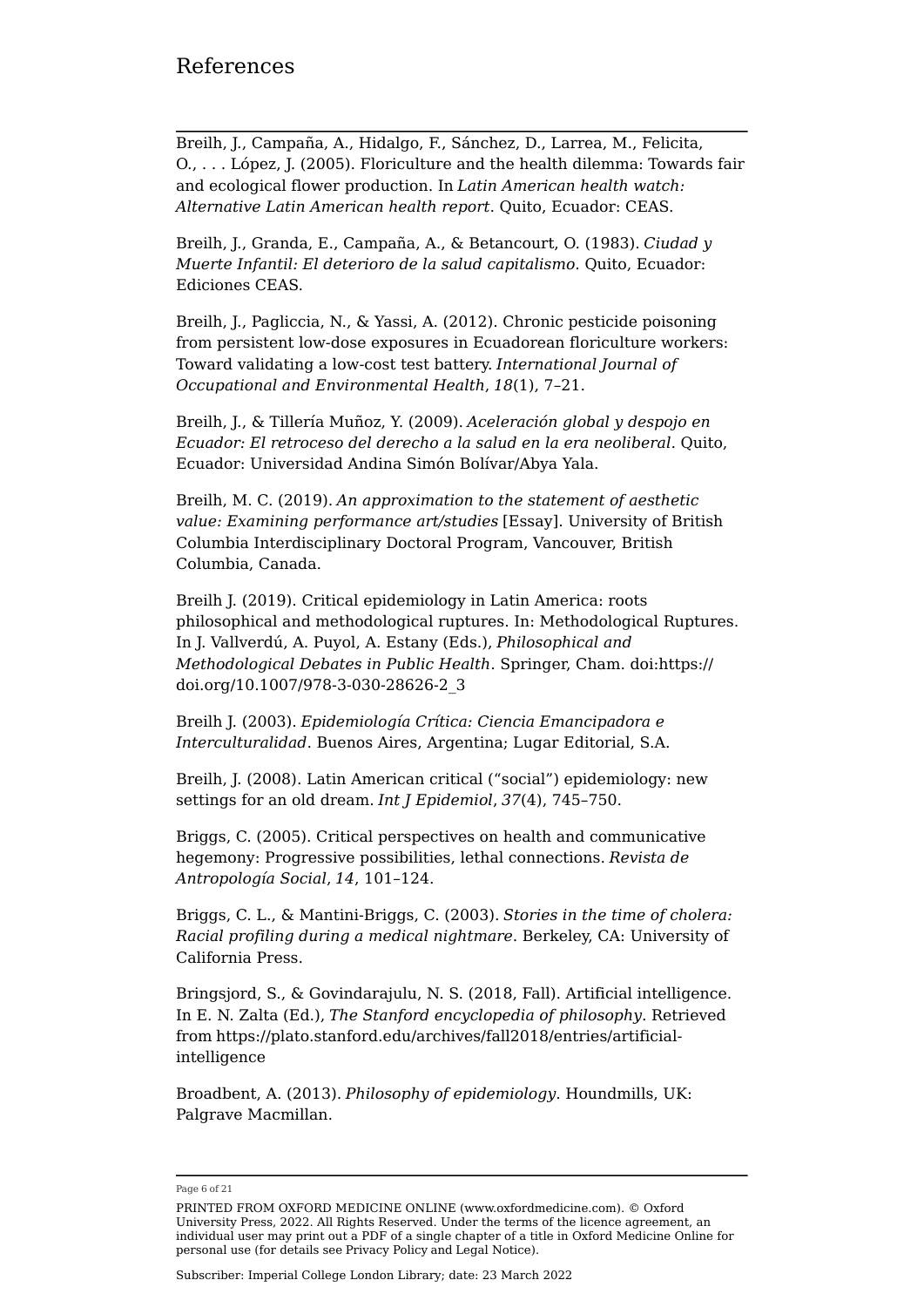# References

Breilh, J., Campaña, A., Hidalgo, F., Sánchez, D., Larrea, M., Felicita, O., . . . López, J. (2005). Floriculture and the health dilemma: Towards fair and ecological flower production. In *Latin American health watch: Alternative Latin American health report*. Quito, Ecuador: CEAS.

Breilh, J., Granda, E., Campaña, A., & Betancourt, O. (1983). *Ciudad y Muerte Infantil: El deterioro de la salud capitalismo*. Quito, Ecuador: Ediciones CEAS.

Breilh, J., Pagliccia, N., & Yassi, A. (2012). Chronic pesticide poisoning from persistent low-dose exposures in Ecuadorean floriculture workers: Toward validating a low-cost test battery. *International Journal of Occupational and Environmental Health*, *18*(1), 7–21.

Breilh, J., & Tillería Muñoz, Y. (2009). *Aceleración global y despojo en Ecuador: El retroceso del derecho a la salud en la era neoliberal*. Quito, Ecuador: Universidad Andina Simón Bolívar/Abya Yala.

Breilh, M. C. (2019). *An approximation to the statement of aesthetic value: Examining performance art/studies* [Essay]. University of British Columbia Interdisciplinary Doctoral Program, Vancouver, British Columbia, Canada.

Breilh J. (2019). Critical epidemiology in Latin America: roots philosophical and methodological ruptures. In: Methodological Ruptures. In J. Vallverdú, A. Puyol, A. Estany (Eds.), *Philosophical and Methodological Debates in Public Health*. Springer, Cham. doi:https://doi.org/10.1007/978-3-030-28626-2_3

Breilh J. (2003). *Epidemiología Crítica: Ciencia Emancipadora e Interculturalidad*. Buenos Aires, Argentina; Lugar Editorial, S.A.

Breilh, J. (2008). Latin American critical ("social") epidemiology: new settings for an old dream. *Int J Epidemiol*, *37*(4), 745–750.

Briggs, C. (2005). Critical perspectives on health and communicative hegemony: Progressive possibilities, lethal connections. *Revista de Antropología Social*, *14*, 101–124.

Briggs, C. L., & Mantini-Briggs, C. (2003). *Stories in the time of cholera: Racial profiling during a medical nightmare*. Berkeley, CA: University of California Press.

Bringsjord, S., & Govindarajulu, N. S. (2018, Fall). Artificial intelligence. In E. N. Zalta (Ed.), *The Stanford encyclopedia of philosophy*. Retrieved from https://plato.stanford.edu/archives/fall2018/entries/artificial-intelligence

Broadbent, A. (2013). *Philosophy of epidemiology*. Houndmills, UK: Palgrave Macmillan.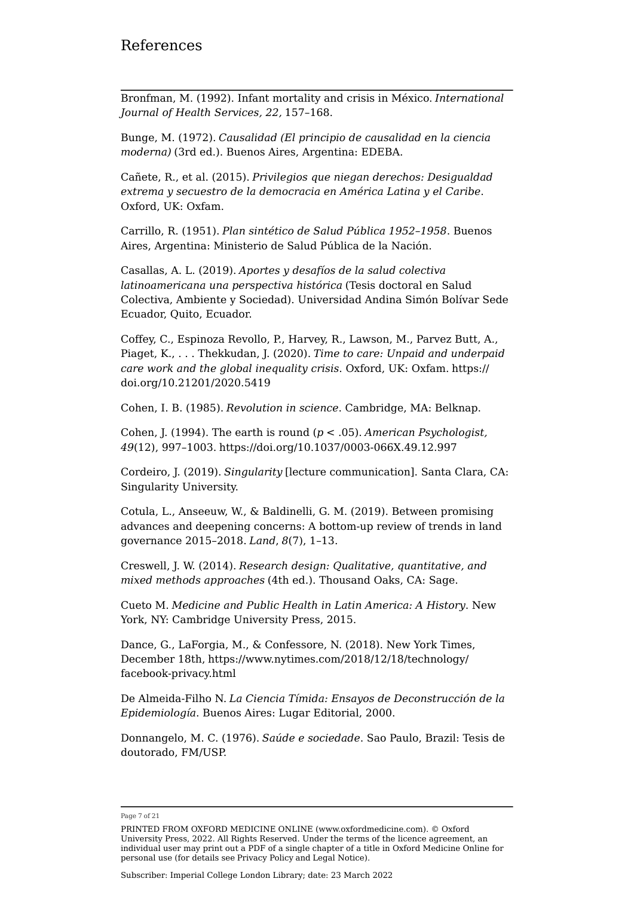# References

Bronfman, M. (1992). Infant mortality and crisis in México. *International Journal of Health Services, 22,* 157–168.

Bunge, M. (1972). *Causalidad (El principio de causalidad en la ciencia moderna)* (3rd ed.). Buenos Aires, Argentina: EDEBA.

Cañete, R., et al. (2015). *Privilegios que niegan derechos: Desigualdad extrema y secuestro de la democracia en América Latina y el Caribe*. Oxford, UK: Oxfam.

Carrillo, R. (1951). *Plan sintético de Salud Pública 1952–1958*. Buenos Aires, Argentina: Ministerio de Salud Pública de la Nación.

Casallas, A. L. (2019). *Aportes y desafíos de la salud colectiva latinoamericana una perspectiva histórica* (Tesis doctoral en Salud Colectiva, Ambiente y Sociedad). Universidad Andina Simón Bolívar Sede Ecuador, Quito, Ecuador.

Coffey, C., Espinoza Revollo, P., Harvey, R., Lawson, M., Parvez Butt, A., Piaget, K., . . . Thekkudan, J. (2020). *Time to care: Unpaid and underpaid care work and the global inequality crisis*. Oxford, UK: Oxfam. https://doi.org/10.21201/2020.5419

Cohen, I. B. (1985). *Revolution in science*. Cambridge, MA: Belknap.

Cohen, J. (1994). The earth is round ($p < .05$). *American Psychologist, 49*(12), 997–1003. https://doi.org/10.1037/0003-066X.49.12.997

Cordeiro, J. (2019). *Singularity* [lecture communication]. Santa Clara, CA: Singularity University.

Cotula, L., Anseeuw, W., & Baldinelli, G. M. (2019). Between promising advances and deepening concerns: A bottom-up review of trends in land governance 2015–2018. *Land*, *8*(7), 1–13.

Creswell, J. W. (2014). *Research design: Qualitative, quantitative, and mixed methods approaches* (4th ed.). Thousand Oaks, CA: Sage.

Cueto M. *Medicine and Public Health in Latin America: A History*. New York, NY: Cambridge University Press, 2015.

Dance, G., LaForgia, M., & Confessore, N. (2018). New York Times, December 18th, https://www.nytimes.com/2018/12/18/technology/facebook-privacy.html

De Almeida-Filho N. *La Ciencia Tímida: Ensayos de Deconstrucción de la Epidemiología*. Buenos Aires: Lugar Editorial, 2000.

Donnangelo, M. C. (1976). *Saúde e sociedade*. Sao Paulo, Brazil: Tesis de doutorado, FM/USP.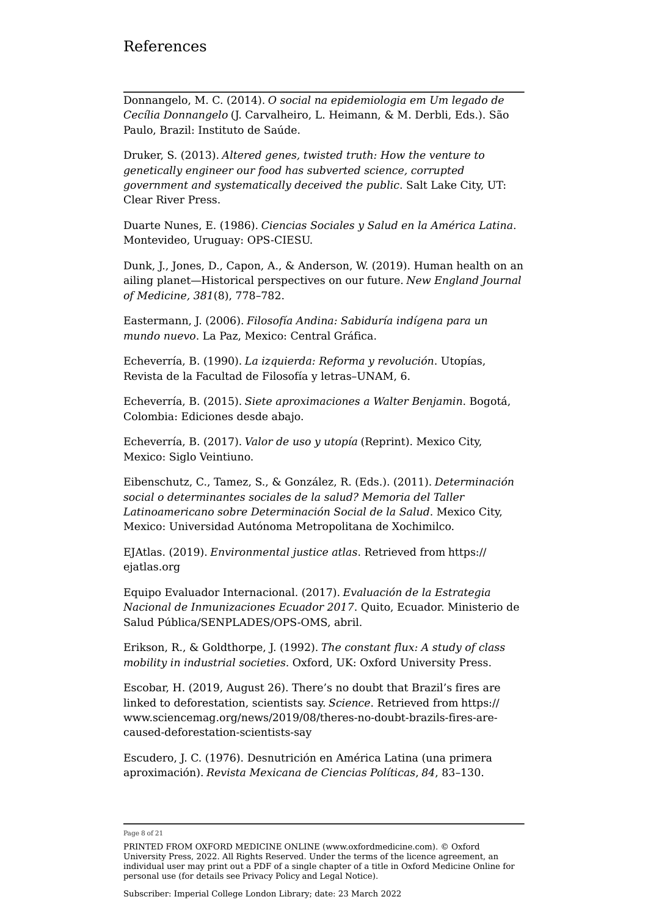# References

Donnangelo, M. C. (2014). *O social na epidemiologia em Um legado de Cecília Donnangelo* (J. Carvalheiro, L. Heimann, & M. Derbli, Eds.). São Paulo, Brazil: Instituto de Saúde.

Druker, S. (2013). *Altered genes, twisted truth: How the venture to genetically engineer our food has subverted science, corrupted government and systematically deceived the public*. Salt Lake City, UT: Clear River Press.

Duarte Nunes, E. (1986). *Ciencias Sociales y Salud en la América Latina*. Montevideo, Uruguay: OPS-CIESU.

Dunk, J., Jones, D., Capon, A., & Anderson, W. (2019). Human health on an ailing planet—Historical perspectives on our future. *New England Journal of Medicine, 381*(8), 778–782.

Eastermann, J. (2006). *Filosofía Andina: Sabiduría indígena para un mundo nuevo*. La Paz, Mexico: Central Gráfica.

Echeverría, B. (1990). *La izquierda: Reforma y revolución*. Utopías, Revista de la Facultad de Filosofía y letras–UNAM, 6.

Echeverría, B. (2015). *Siete aproximaciones a Walter Benjamin*. Bogotá, Colombia: Ediciones desde abajo.

Echeverría, B. (2017). *Valor de uso y utopía* (Reprint). Mexico City, Mexico: Siglo Veintiuno.

Eibenschutz, C., Tamez, S., & González, R. (Eds.). (2011). *Determinación social o determinantes sociales de la salud? Memoria del Taller Latinoamericano sobre Determinación Social de la Salud*. Mexico City, Mexico: Universidad Autónoma Metropolitana de Xochimilco.

EJAtlas. (2019). *Environmental justice atlas*. Retrieved from https://ejatlas.org

Equipo Evaluador Internacional. (2017). *Evaluación de la Estrategia Nacional de Inmunizaciones Ecuador 2017*. Quito, Ecuador. Ministerio de Salud Pública/SENPLADES/OPS-OMS, abril.

Erikson, R., & Goldthorpe, J. (1992). *The constant flux: A study of class mobility in industrial societies*. Oxford, UK: Oxford University Press.

Escobar, H. (2019, August 26). There's no doubt that Brazil's fires are linked to deforestation, scientists say. *Science*. Retrieved from https://www.sciencemag.org/news/2019/08/theres-no-doubt-brazils-fires-are-caused-deforestation-scientists-say

Escudero, J. C. (1976). Desnutrición en América Latina (una primera aproximación). *Revista Mexicana de Ciencias Políticas*, *84*, 83–130.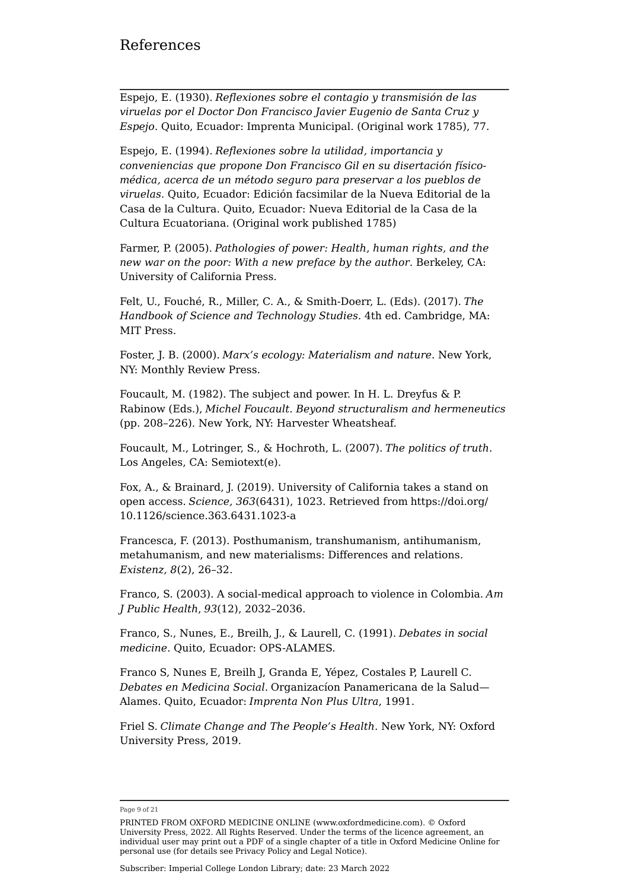# References

Espejo, E. (1930). *Reflexiones sobre el contagio y transmisión de las viruelas por el Doctor Don Francisco Javier Eugenio de Santa Cruz y Espejo*. Quito, Ecuador: Imprenta Municipal. (Original work 1785), 77.

Espejo, E. (1994). *Reflexiones sobre la utilidad, importancia y conveniencias que propone Don Francisco Gil en su disertación físico-médica, acerca de un método seguro para preservar a los pueblos de viruelas*. Quito, Ecuador: Edición facsimilar de la Nueva Editorial de la Casa de la Cultura. Quito, Ecuador: Nueva Editorial de la Casa de la Cultura Ecuatoriana. (Original work published 1785)

Farmer, P. (2005). *Pathologies of power: Health, human rights, and the new war on the poor: With a new preface by the author*. Berkeley, CA: University of California Press.

Felt, U., Fouché, R., Miller, C. A., & Smith-Doerr, L. (Eds). (2017). *The Handbook of Science and Technology Studies*. 4th ed. Cambridge, MA: MIT Press.

Foster, J. B. (2000). *Marx's ecology: Materialism and nature*. New York, NY: Monthly Review Press.

Foucault, M. (1982). The subject and power. In H. L. Dreyfus & P. Rabinow (Eds.), *Michel Foucault. Beyond structuralism and hermeneutics* (pp. 208–226). New York, NY: Harvester Wheatsheaf.

Foucault, M., Lotringer, S., & Hochroth, L. (2007). *The politics of truth*. Los Angeles, CA: Semiotext(e).

Fox, A., & Brainard, J. (2019). University of California takes a stand on open access. *Science, 363*(6431), 1023. Retrieved from https://doi.org/10.1126/science.363.6431.1023-a

Francesca, F. (2013). Posthumanism, transhumanism, antihumanism, metahumanism, and new materialisms: Differences and relations. *Existenz, 8*(2), 26–32.

Franco, S. (2003). A social-medical approach to violence in Colombia. *Am J Public Health*, *93*(12), 2032–2036.

Franco, S., Nunes, E., Breilh, J., & Laurell, C. (1991). *Debates in social medicine*. Quito, Ecuador: OPS-ALAMES.

Franco S, Nunes E, Breilh J, Granda E, Yépez, Costales P, Laurell C. *Debates en Medicina Social*. Organizacíon Panamericana de la Salud—Alames. Quito, Ecuador: *Imprenta Non Plus Ultra*, 1991.

Friel S. *Climate Change and The People's Health*. New York, NY: Oxford University Press, 2019.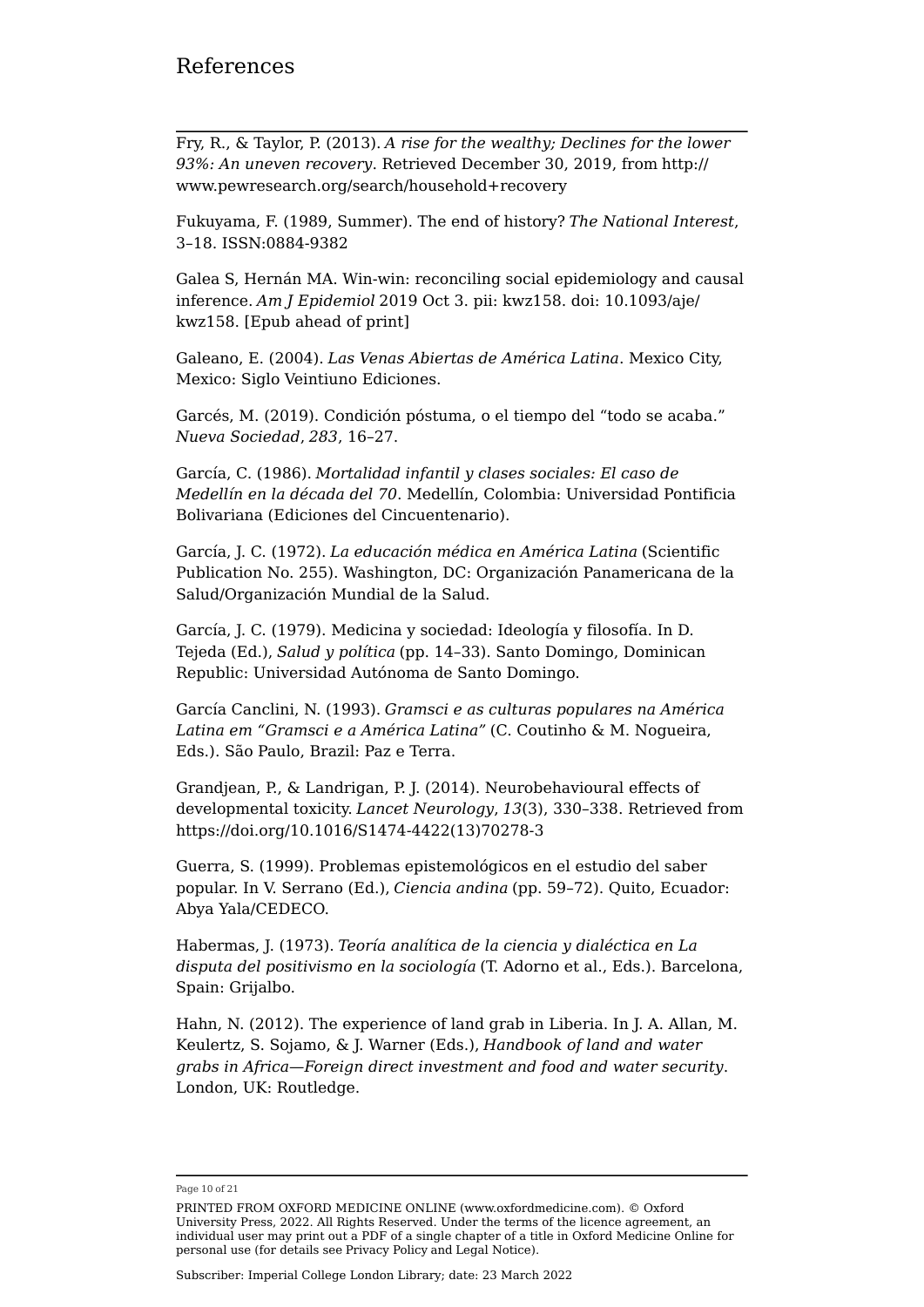# References

Fry, R., & Taylor, P. (2013). *A rise for the wealthy; Declines for the lower 93%: An uneven recovery*. Retrieved December 30, 2019, from http://www.pewresearch.org/search/household+recovery

Fukuyama, F. (1989, Summer). The end of history? *The National Interest*, 3–18. ISSN:0884-9382

Galea S, Hernán MA. Win-win: reconciling social epidemiology and causal inference. *Am J Epidemiol* 2019 Oct 3. pii: kwz158. doi: 10.1093/aje/kwz158. [Epub ahead of print]

Galeano, E. (2004). *Las Venas Abiertas de América Latina*. Mexico City, Mexico: Siglo Veintiuno Ediciones.

Garcés, M. (2019). Condición póstuma, o el tiempo del "todo se acaba." *Nueva Sociedad*, *283*, 16–27.

García, C. (1986). *Mortalidad infantil y clases sociales: El caso de Medellín en la década del 70*. Medellín, Colombia: Universidad Pontificia Bolivariana (Ediciones del Cincuentenario).

García, J. C. (1972). *La educación médica en América Latina* (Scientific Publication No. 255). Washington, DC: Organización Panamericana de la Salud/Organización Mundial de la Salud.

García, J. C. (1979). Medicina y sociedad: Ideología y filosofía. In D. Tejeda (Ed.), *Salud y política* (pp. 14–33). Santo Domingo, Dominican Republic: Universidad Autónoma de Santo Domingo.

García Canclini, N. (1993). *Gramsci e as culturas populares na América Latina em "Gramsci e a América Latina"* (C. Coutinho & M. Nogueira, Eds.). São Paulo, Brazil: Paz e Terra.

Grandjean, P., & Landrigan, P. J. (2014). Neurobehavioural effects of developmental toxicity. *Lancet Neurology*, *13*(3), 330–338. Retrieved from https://doi.org/10.1016/S1474-4422(13)70278-3

Guerra, S. (1999). Problemas epistemológicos en el estudio del saber popular. In V. Serrano (Ed.), *Ciencia andina* (pp. 59–72). Quito, Ecuador: Abya Yala/CEDECO.

Habermas, J. (1973). *Teoría analítica de la ciencia y dialéctica en La disputa del positivismo en la sociología* (T. Adorno et al., Eds.). Barcelona, Spain: Grijalbo.

Hahn, N. (2012). The experience of land grab in Liberia. In J. A. Allan, M. Keulertz, S. Sojamo, & J. Warner (Eds.), *Handbook of land and water grabs in Africa—Foreign direct investment and food and water security*. London, UK: Routledge.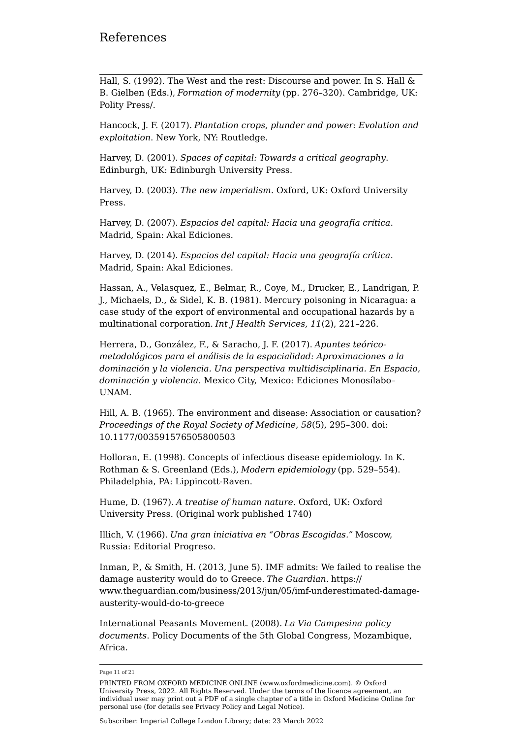# References

Hall, S. (1992). The West and the rest: Discourse and power. In S. Hall & B. Gielben (Eds.), *Formation of modernity* (pp. 276–320). Cambridge, UK: Polity Press/.

Hancock, J. F. (2017). *Plantation crops, plunder and power: Evolution and exploitation*. New York, NY: Routledge.

Harvey, D. (2001). *Spaces of capital: Towards a critical geography*. Edinburgh, UK: Edinburgh University Press.

Harvey, D. (2003). *The new imperialism*. Oxford, UK: Oxford University Press.

Harvey, D. (2007). *Espacios del capital: Hacia una geografía crítica*. Madrid, Spain: Akal Ediciones.

Harvey, D. (2014). *Espacios del capital: Hacia una geografía crítica*. Madrid, Spain: Akal Ediciones.

Hassan, A., Velasquez, E., Belmar, R., Coye, M., Drucker, E., Landrigan, P. J., Michaels, D., & Sidel, K. B. (1981). Mercury poisoning in Nicaragua: a case study of the export of environmental and occupational hazards by a multinational corporation. *Int J Health Services, 11*(2), 221–226.

Herrera, D., González, F., & Saracho, J. F. (2017). *Apuntes teórico-metodológicos para el análisis de la espacialidad: Aproximaciones a la dominación y la violencia. Una perspectiva multidisciplinaria. En Espacio, dominación y violencia*. Mexico City, Mexico: Ediciones Monosílabo–UNAM.

Hill, A. B. (1965). The environment and disease: Association or causation? *Proceedings of the Royal Society of Medicine, 58*(5), 295–300. doi: 10.1177/003591576505800503

Holloran, E. (1998). Concepts of infectious disease epidemiology. In K. Rothman & S. Greenland (Eds.), *Modern epidemiology* (pp. 529–554). Philadelphia, PA: Lippincott-Raven.

Hume, D. (1967). *A treatise of human nature*. Oxford, UK: Oxford University Press. (Original work published 1740)

Illich, V. (1966). *Una gran iniciativa en "Obras Escogidas."* Moscow, Russia: Editorial Progreso.

Inman, P., & Smith, H. (2013, June 5). IMF admits: We failed to realise the damage austerity would do to Greece. *The Guardian*. https://www.theguardian.com/business/2013/jun/05/imf-underestimated-damage-austerity-would-do-to-greece

International Peasants Movement. (2008). *La Via Campesina policy documents*. Policy Documents of the 5th Global Congress, Mozambique, Africa.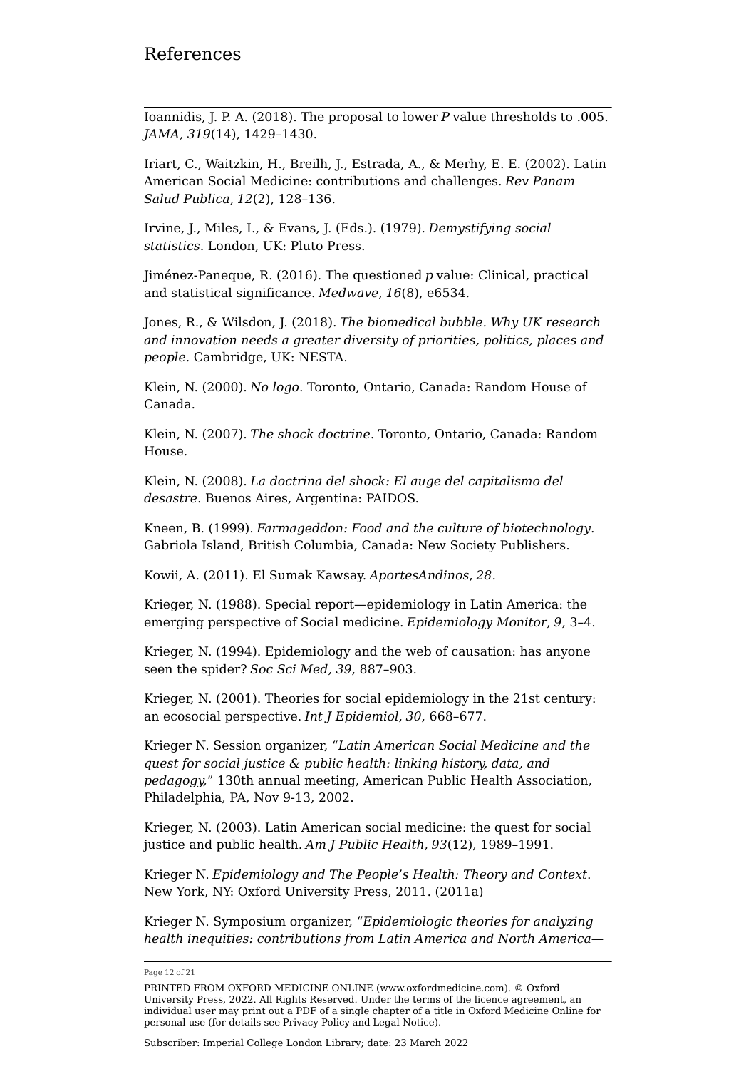# References

Ioannidis, J. P. A. (2018). The proposal to lower *P* value thresholds to .005. *JAMA, 319*(14), 1429–1430.

Iriart, C., Waitzkin, H., Breilh, J., Estrada, A., & Merhy, E. E. (2002). Latin American Social Medicine: contributions and challenges. *Rev Panam Salud Publica*, *12*(2), 128–136.

Irvine, J., Miles, I., & Evans, J. (Eds.). (1979). *Demystifying social statistics*. London, UK: Pluto Press.

Jiménez-Paneque, R. (2016). The questioned *p* value: Clinical, practical and statistical significance. *Medwave*, *16*(8), e6534.

Jones, R., & Wilsdon, J. (2018). *The biomedical bubble. Why UK research and innovation needs a greater diversity of priorities, politics, places and people*. Cambridge, UK: NESTA.

Klein, N. (2000). *No logo*. Toronto, Ontario, Canada: Random House of Canada.

Klein, N. (2007). *The shock doctrine*. Toronto, Ontario, Canada: Random House.

Klein, N. (2008). *La doctrina del shock: El auge del capitalismo del desastre*. Buenos Aires, Argentina: PAIDOS.

Kneen, B. (1999). *Farmageddon: Food and the culture of biotechnology*. Gabriola Island, British Columbia, Canada: New Society Publishers.

Kowii, A. (2011). El Sumak Kawsay. *AportesAndinos*, *28*.

Krieger, N. (1988). Special report—epidemiology in Latin America: the emerging perspective of Social medicine. *Epidemiology Monitor*, *9*, 3–4.

Krieger, N. (1994). Epidemiology and the web of causation: has anyone seen the spider? *Soc Sci Med, 39*, 887–903.

Krieger, N. (2001). Theories for social epidemiology in the 21st century: an ecosocial perspective. *Int J Epidemiol*, *30*, 668–677.

Krieger N. Session organizer, "*Latin American Social Medicine and the quest for social justice & public health: linking history, data, and pedagogy,*" 130th annual meeting, American Public Health Association, Philadelphia, PA, Nov 9-13, 2002.

Krieger, N. (2003). Latin American social medicine: the quest for social justice and public health. *Am J Public Health*, *93*(12), 1989–1991.

Krieger N. *Epidemiology and The People's Health: Theory and Context*. New York, NY: Oxford University Press, 2011. (2011a)

Krieger N. Symposium organizer, "*Epidemiologic theories for analyzing health inequities: contributions from Latin America and North America—*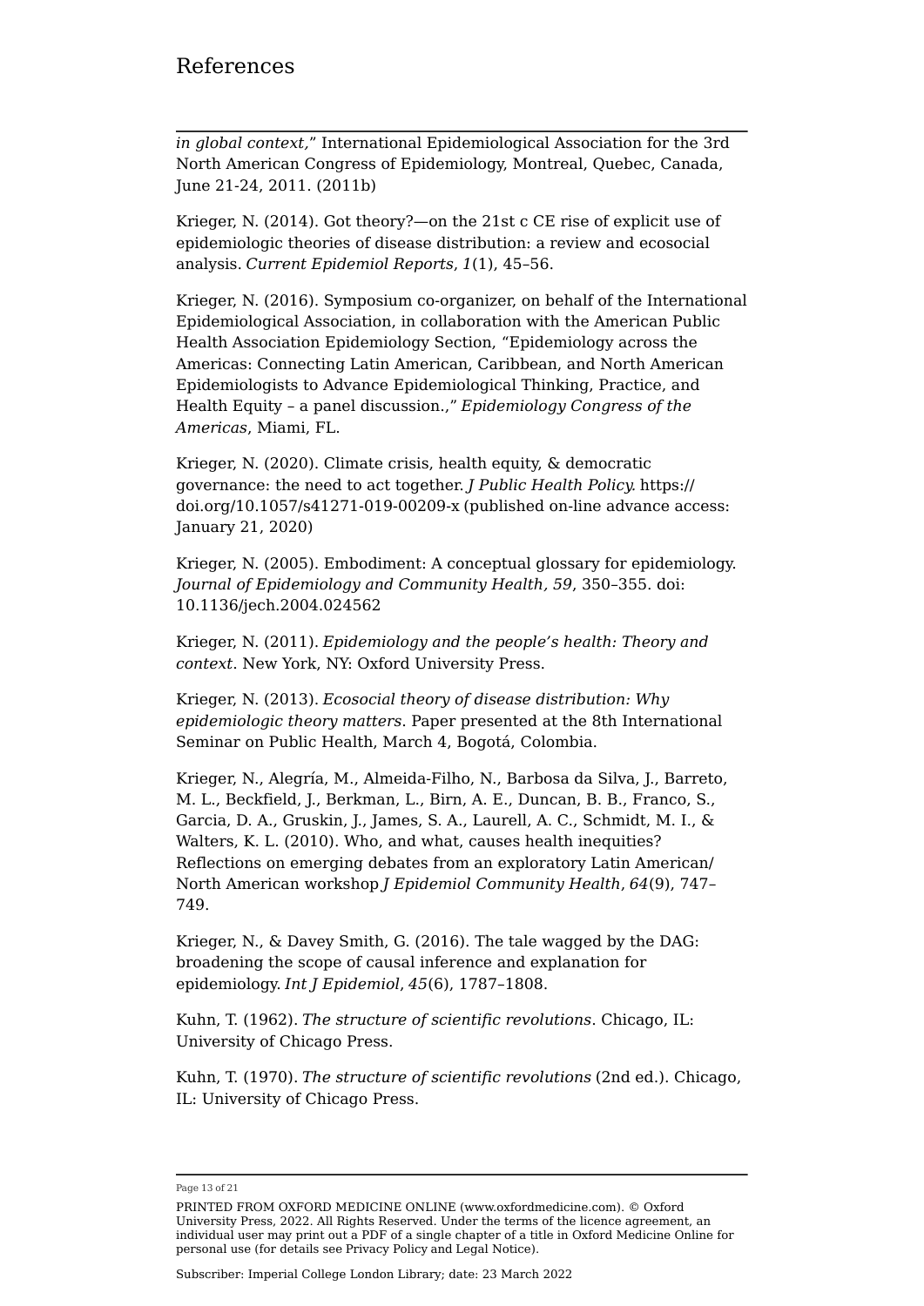*in global context*," International Epidemiological Association for the 3rd North American Congress of Epidemiology, Montreal, Quebec, Canada, June 21-24, 2011. (2011b)

Krieger, N. (2014). Got theory?—on the 21st c CE rise of explicit use of epidemiologic theories of disease distribution: a review and ecosocial analysis. *Current Epidemiol Reports*, *1*(1), 45–56.

Krieger, N. (2016). Symposium co-organizer, on behalf of the International Epidemiological Association, in collaboration with the American Public Health Association Epidemiology Section, "Epidemiology across the Americas: Connecting Latin American, Caribbean, and North American Epidemiologists to Advance Epidemiological Thinking, Practice, and Health Equity – a panel discussion.," *Epidemiology Congress of the Americas*, Miami, FL.

Krieger, N. (2020). Climate crisis, health equity, & democratic governance: the need to act together. *J Public Health Policy*. https://doi.org/10.1057/s41271-019-00209-x (published on-line advance access: January 21, 2020)

Krieger, N. (2005). Embodiment: A conceptual glossary for epidemiology. *Journal of Epidemiology and Community Health, 59*, 350–355. doi: 10.1136/jech.2004.024562

Krieger, N. (2011). *Epidemiology and the people's health: Theory and context*. New York, NY: Oxford University Press.

Krieger, N. (2013). *Ecosocial theory of disease distribution: Why epidemiologic theory matters*. Paper presented at the 8th International Seminar on Public Health, March 4, Bogotá, Colombia.

Krieger, N., Alegría, M., Almeida-Filho, N., Barbosa da Silva, J., Barreto, M. L., Beckfield, J., Berkman, L., Birn, A. E., Duncan, B. B., Franco, S., Garcia, D. A., Gruskin, J., James, S. A., Laurell, A. C., Schmidt, M. I., & Walters, K. L. (2010). Who, and what, causes health inequities? Reflections on emerging debates from an exploratory Latin American/North American workshop *J Epidemiol Community Health*, *64*(9), 747–749.

Krieger, N., & Davey Smith, G. (2016). The tale wagged by the DAG: broadening the scope of causal inference and explanation for epidemiology. *Int J Epidemiol*, *45*(6), 1787–1808.

Kuhn, T. (1962). *The structure of scientific revolutions*. Chicago, IL: University of Chicago Press.

Kuhn, T. (1970). *The structure of scientific revolutions* (2nd ed.). Chicago, IL: University of Chicago Press.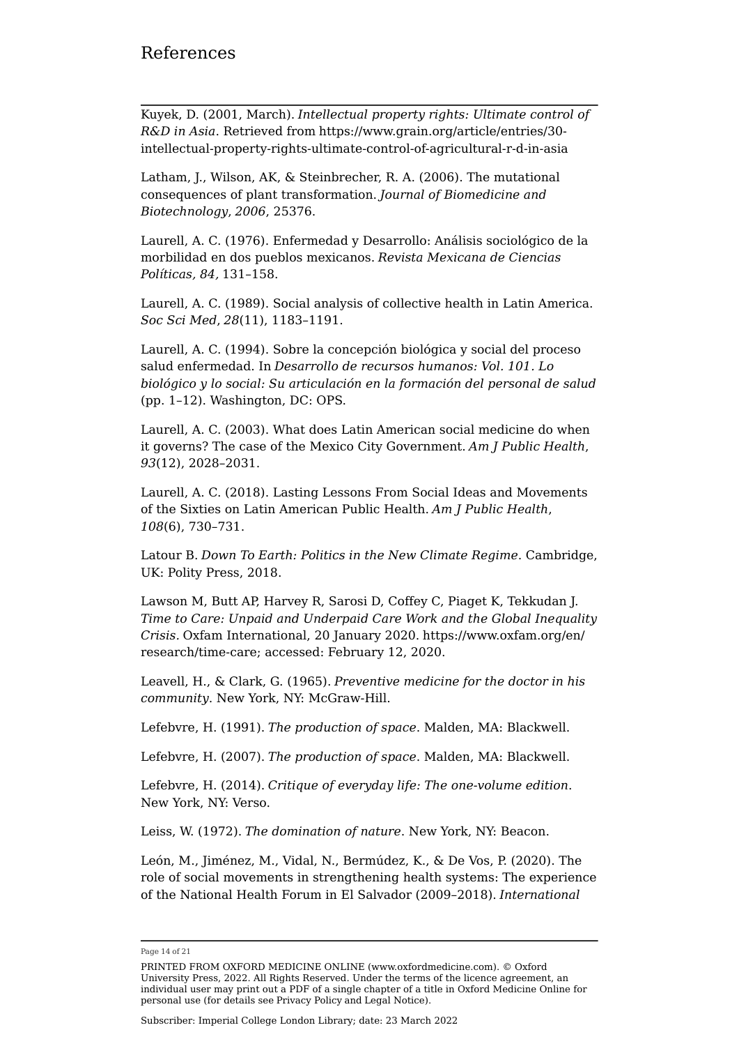# References

Kuyek, D. (2001, March). *Intellectual property rights: Ultimate control of R&D in Asia*. Retrieved from https://www.grain.org/article/entries/30-intellectual-property-rights-ultimate-control-of-agricultural-r-d-in-asia

Latham, J., Wilson, AK, & Steinbrecher, R. A. (2006). The mutational consequences of plant transformation. *Journal of Biomedicine and Biotechnology*, *2006*, 25376.

Laurell, A. C. (1976). Enfermedad y Desarrollo: Análisis sociológico de la morbilidad en dos pueblos mexicanos. *Revista Mexicana de Ciencias Políticas, 84,* 131–158.

Laurell, A. C. (1989). Social analysis of collective health in Latin America. *Soc Sci Med*, *28*(11), 1183–1191.

Laurell, A. C. (1994). Sobre la concepción biológica y social del proceso salud enfermedad. In *Desarrollo de recursos humanos: Vol. 101. Lo biológico y lo social: Su articulación en la formación del personal de salud* (pp. 1–12). Washington, DC: OPS.

Laurell, A. C. (2003). What does Latin American social medicine do when it governs? The case of the Mexico City Government. *Am J Public Health*, *93*(12), 2028–2031.

Laurell, A. C. (2018). Lasting Lessons From Social Ideas and Movements of the Sixties on Latin American Public Health. *Am J Public Health*, *108*(6), 730–731.

Latour B. *Down To Earth: Politics in the New Climate Regime*. Cambridge, UK: Polity Press, 2018.

Lawson M, Butt AP, Harvey R, Sarosi D, Coffey C, Piaget K, Tekkudan J. *Time to Care: Unpaid and Underpaid Care Work and the Global Inequality Crisis.* Oxfam International, 20 January 2020. https://www.oxfam.org/en/research/time-care; accessed: February 12, 2020.

Leavell, H., & Clark, G. (1965). *Preventive medicine for the doctor in his community*. New York, NY: McGraw-Hill.

Lefebvre, H. (1991). *The production of space*. Malden, MA: Blackwell.

Lefebvre, H. (2007). *The production of space*. Malden, MA: Blackwell.

Lefebvre, H. (2014). *Critique of everyday life: The one-volume edition*. New York, NY: Verso.

Leiss, W. (1972). *The domination of nature*. New York, NY: Beacon.

León, M., Jiménez, M., Vidal, N., Bermúdez, K., & De Vos, P. (2020). The role of social movements in strengthening health systems: The experience of the National Health Forum in El Salvador (2009–2018). *International*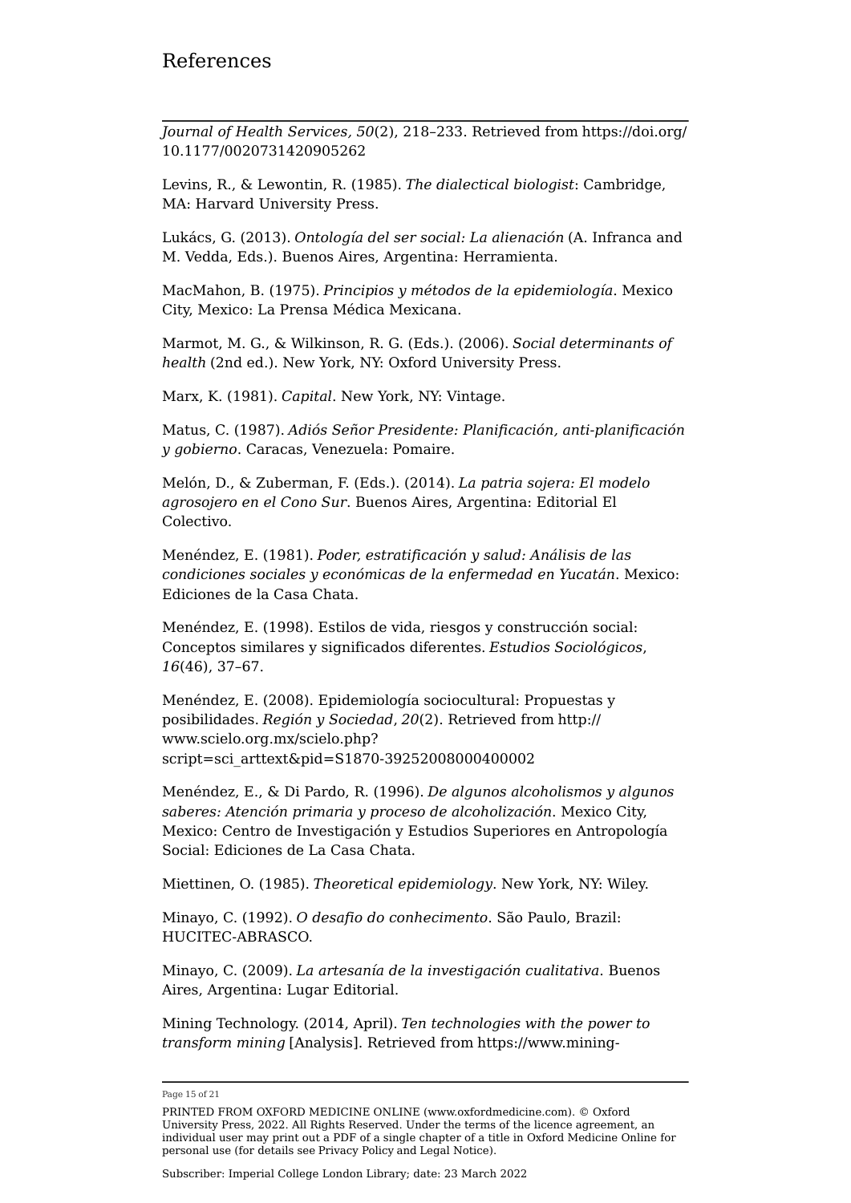*Journal of Health Services*, *50*(2), 218–233. Retrieved from https://doi.org/10.1177/0020731420905262

Levins, R., & Lewontin, R. (1985). *The dialectical biologist*: Cambridge, MA: Harvard University Press.

Lukács, G. (2013). *Ontología del ser social: La alienación* (A. Infranca and M. Vedda, Eds.). Buenos Aires, Argentina: Herramienta.

MacMahon, B. (1975). *Principios y métodos de la epidemiología*. Mexico City, Mexico: La Prensa Médica Mexicana.

Marmot, M. G., & Wilkinson, R. G. (Eds.). (2006). *Social determinants of health* (2nd ed.). New York, NY: Oxford University Press.

Marx, K. (1981). *Capital*. New York, NY: Vintage.

Matus, C. (1987). *Adiós Señor Presidente: Planificación, anti-planificación y gobierno*. Caracas, Venezuela: Pomaire.

Melón, D., & Zuberman, F. (Eds.). (2014). *La patria sojera: El modelo agrosojero en el Cono Sur*. Buenos Aires, Argentina: Editorial El Colectivo.

Menéndez, E. (1981). *Poder, estratificación y salud: Análisis de las condiciones sociales y económicas de la enfermedad en Yucatán*. Mexico: Ediciones de la Casa Chata.

Menéndez, E. (1998). Estilos de vida, riesgos y construcción social: Conceptos similares y significados diferentes. *Estudios Sociológicos*, *16*(46), 37–67.

Menéndez, E. (2008). Epidemiología sociocultural: Propuestas y posibilidades. *Región y Sociedad*, *20*(2). Retrieved from http://www.scielo.org.mx/scielo.php?script=sci_arttext&pid=S1870-39252008000400002

Menéndez, E., & Di Pardo, R. (1996). *De algunos alcoholismos y algunos saberes: Atención primaria y proceso de alcoholización*. Mexico City, Mexico: Centro de Investigación y Estudios Superiores en Antropología Social: Ediciones de La Casa Chata.

Miettinen, O. (1985). *Theoretical epidemiology*. New York, NY: Wiley.

Minayo, C. (1992). *O desafio do conhecimento*. São Paulo, Brazil: HUCITEC-ABRASCO.

Minayo, C. (2009). *La artesanía de la investigación cualitativa*. Buenos Aires, Argentina: Lugar Editorial.

Mining Technology. (2014, April). *Ten technologies with the power to transform mining* [Analysis]. Retrieved from https://www.mining-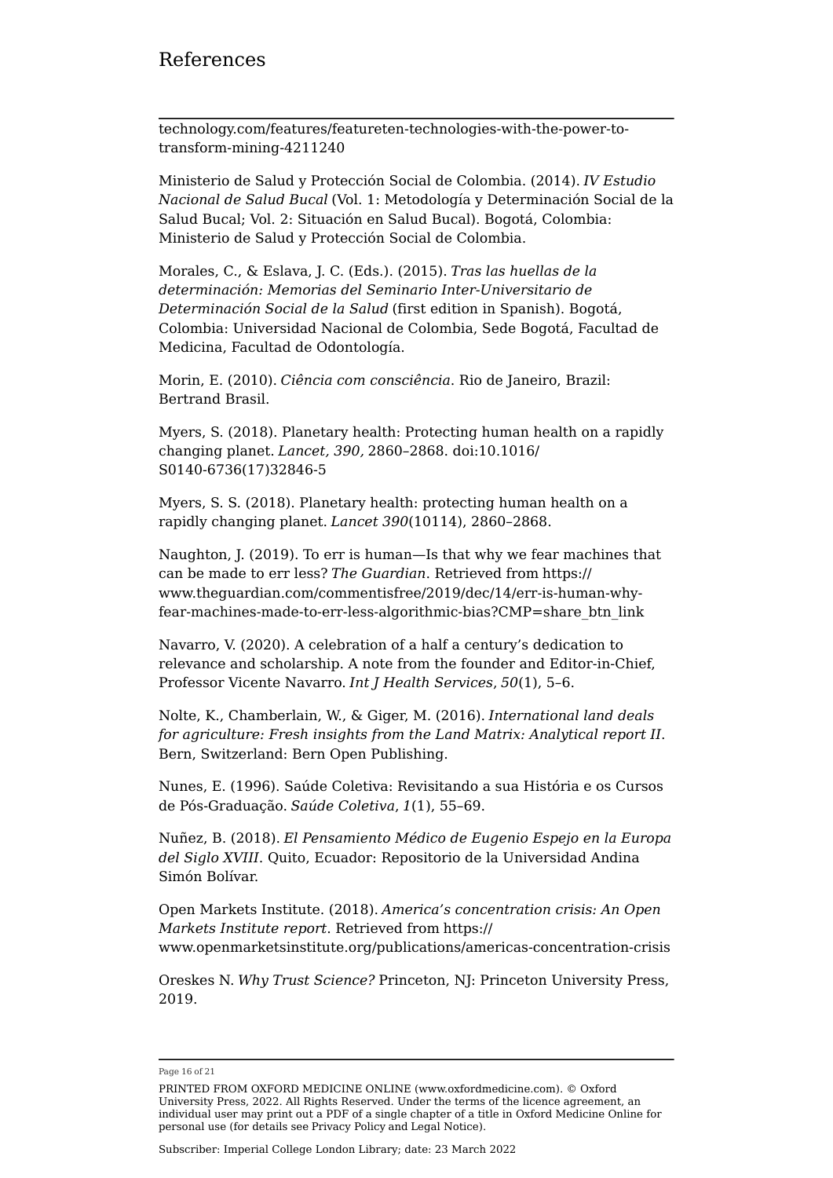technology.com/features/featureten-technologies-with-the-power-to-transform-mining-4211240

Ministerio de Salud y Protección Social de Colombia. (2014). *IV Estudio Nacional de Salud Bucal* (Vol. 1: Metodología y Determinación Social de la Salud Bucal; Vol. 2: Situación en Salud Bucal). Bogotá, Colombia: Ministerio de Salud y Protección Social de Colombia.

Morales, C., & Eslava, J. C. (Eds.). (2015). *Tras las huellas de la determinación: Memorias del Seminario Inter-Universitario de Determinación Social de la Salud* (first edition in Spanish). Bogotá, Colombia: Universidad Nacional de Colombia, Sede Bogotá, Facultad de Medicina, Facultad de Odontología.

Morin, E. (2010). *Ciência com consciência*. Rio de Janeiro, Brazil: Bertrand Brasil.

Myers, S. (2018). Planetary health: Protecting human health on a rapidly changing planet. *Lancet, 390,* 2860–2868. doi:10.1016/S0140-6736(17)32846-5

Myers, S. S. (2018). Planetary health: protecting human health on a rapidly changing planet. *Lancet 390*(10114), 2860–2868.

Naughton, J. (2019). To err is human—Is that why we fear machines that can be made to err less? *The Guardian*. Retrieved from https://www.theguardian.com/commentisfree/2019/dec/14/err-is-human-why-fear-machines-made-to-err-less-algorithmic-bias?CMP=share_btn_link

Navarro, V. (2020). A celebration of a half a century's dedication to relevance and scholarship. A note from the founder and Editor-in-Chief, Professor Vicente Navarro. *Int J Health Services*, *50*(1), 5–6.

Nolte, K., Chamberlain, W., & Giger, M. (2016). *International land deals for agriculture: Fresh insights from the Land Matrix: Analytical report II*. Bern, Switzerland: Bern Open Publishing.

Nunes, E. (1996). Saúde Coletiva: Revisitando a sua História e os Cursos de Pós-Graduação. *Saúde Coletiva*, *1*(1), 55–69.

Nuñez, B. (2018). *El Pensamiento Médico de Eugenio Espejo en la Europa del Siglo XVIII*. Quito, Ecuador: Repositorio de la Universidad Andina Simón Bolívar.

Open Markets Institute. (2018). *America's concentration crisis: An Open Markets Institute report*. Retrieved from https://www.openmarketsinstitute.org/publications/americas-concentration-crisis

Oreskes N. *Why Trust Science?* Princeton, NJ: Princeton University Press, 2019.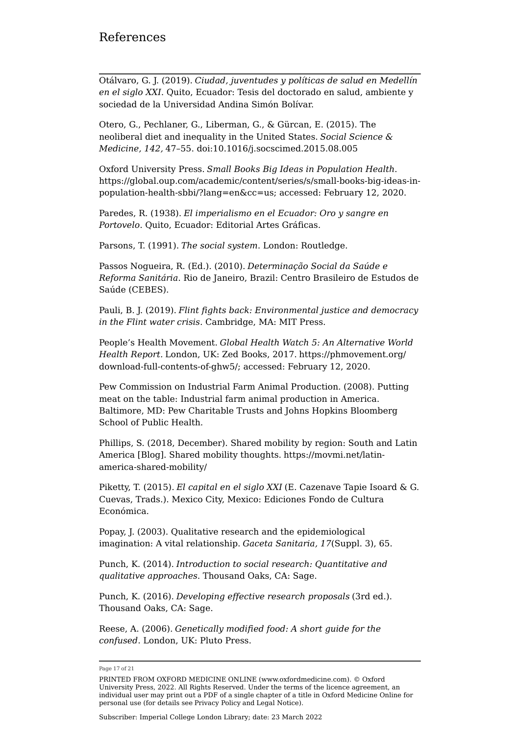# References

Otálvaro, G. J. (2019). *Ciudad, juventudes y políticas de salud en Medellín en el siglo XXI*. Quito, Ecuador: Tesis del doctorado en salud, ambiente y sociedad de la Universidad Andina Simón Bolívar.

Otero, G., Pechlaner, G., Liberman, G., & Gürcan, E. (2015). The neoliberal diet and inequality in the United States. *Social Science & Medicine, 142,* 47–55. doi:10.1016/j.socscimed.2015.08.005

Oxford University Press. *Small Books Big Ideas in Population Health*. https://global.oup.com/academic/content/series/s/small-books-big-ideas-in-population-health-sbbi/?lang=en&cc=us; accessed: February 12, 2020.

Paredes, R. (1938). *El imperialismo en el Ecuador: Oro y sangre en Portovelo*. Quito, Ecuador: Editorial Artes Gráficas.

Parsons, T. (1991). *The social system*. London: Routledge.

Passos Nogueira, R. (Ed.). (2010). *Determinação Social da Saúde e Reforma Sanitária*. Rio de Janeiro, Brazil: Centro Brasileiro de Estudos de Saúde (CEBES).

Pauli, B. J. (2019). *Flint fights back: Environmental justice and democracy in the Flint water crisis*. Cambridge, MA: MIT Press.

People's Health Movement. *Global Health Watch 5: An Alternative World Health Report.* London, UK: Zed Books, 2017. https://phmovement.org/download-full-contents-of-ghw5/; accessed: February 12, 2020.

Pew Commission on Industrial Farm Animal Production. (2008). Putting meat on the table: Industrial farm animal production in America. Baltimore, MD: Pew Charitable Trusts and Johns Hopkins Bloomberg School of Public Health.

Phillips, S. (2018, December). Shared mobility by region: South and Latin America [Blog]. Shared mobility thoughts. https://movmi.net/latin-america-shared-mobility/

Piketty, T. (2015). *El capital en el siglo XXI* (E. Cazenave Tapie Isoard & G. Cuevas, Trads.). Mexico City, Mexico: Ediciones Fondo de Cultura Económica.

Popay, J. (2003). Qualitative research and the epidemiological imagination: A vital relationship. *Gaceta Sanitaria, 17*(Suppl. 3), 65.

Punch, K. (2014). *Introduction to social research: Quantitative and qualitative approaches*. Thousand Oaks, CA: Sage.

Punch, K. (2016). *Developing effective research proposals* (3rd ed.). Thousand Oaks, CA: Sage.

Reese, A. (2006). *Genetically modified food: A short guide for the confused*. London, UK: Pluto Press.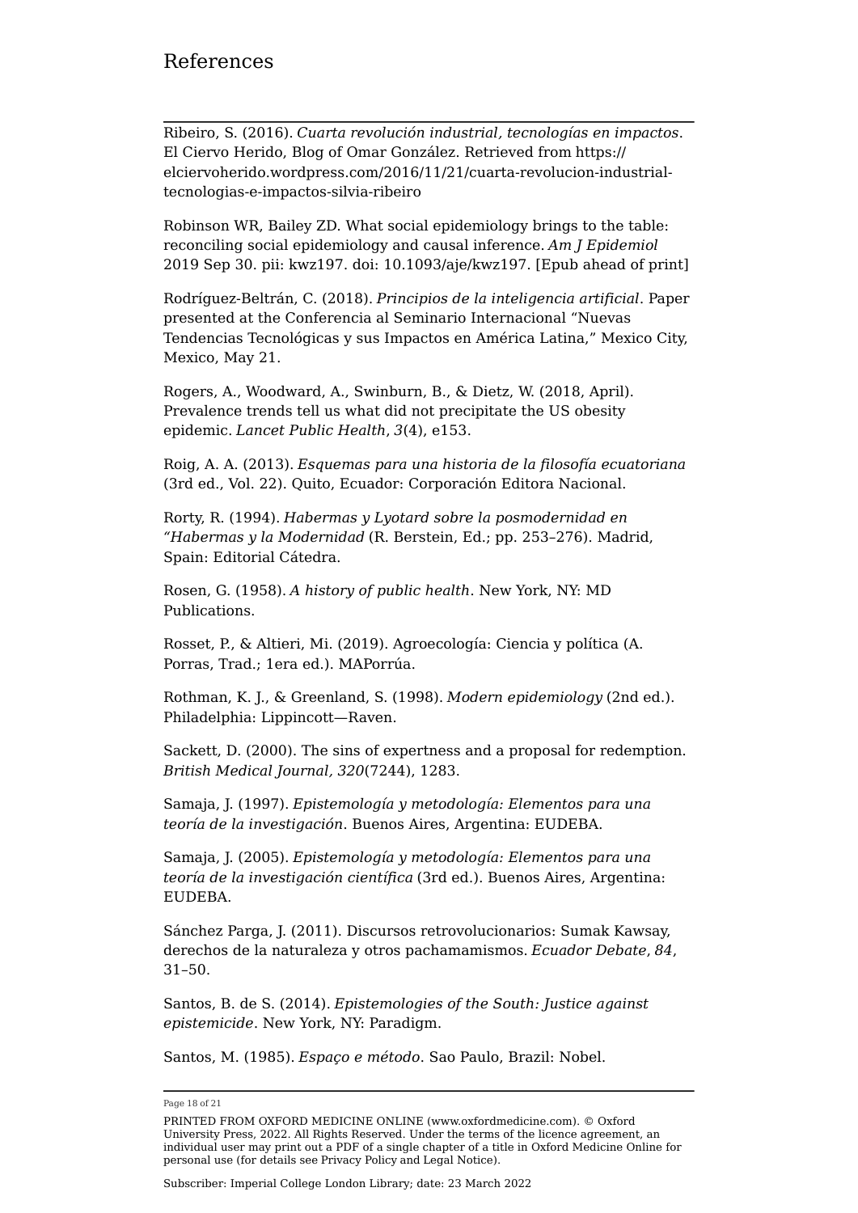# References

Ribeiro, S. (2016). *Cuarta revolución industrial, tecnologías en impactos*. El Ciervo Herido, Blog of Omar Gonzálex. Retrieved from https://elciervoherido.wordpress.com/2016/11/21/cuarta-revolucion-industrial-tecnologias-e-impactos-silvia-ribeiro

Robinson WR, Bailey ZD. What social epidemiology brings to the table: reconciling social epidemiology and causal inference. *Am J Epidemiol* 2019 Sep 30. pii: kwz197. doi: 10.1093/aje/kwz197. [Epub ahead of print]

Rodríguez-Beltrán, C. (2018). *Principios de la inteligencia artificial*. Paper presented at the Conferencia al Seminario Internacional "Nuevas Tendencias Tecnológicas y sus Impactos en América Latina," Mexico City, Mexico, May 21.

Rogers, A., Woodward, A., Swinburn, B., & Dietz, W. (2018, April). Prevalence trends tell us what did not precipitate the US obesity epidemic. *Lancet Public Health*, *3*(4), e153.

Roig, A. A. (2013). *Esquemas para una historia de la filosofía ecuatoriana* (3rd ed., Vol. 22). Quito, Ecuador: Corporación Editora Nacional.

Rorty, R. (1994). *Habermas y Lyotard sobre la posmodernidad en "Habermas y la Modernidad* (R. Berstein, Ed.; pp. 253–276). Madrid, Spain: Editorial Cátedra.

Rosen, G. (1958). *A history of public health*. New York, NY: MD Publications.

Rosset, P., & Altieri, Mi. (2019). Agroecología: Ciencia y política (A. Porras, Trad.; 1era ed.). MAPorrúa.

Rothman, K. J., & Greenland, S. (1998). *Modern epidemiology* (2nd ed.). Philadelphia: Lippincott—Raven.

Sackett, D. (2000). The sins of expertness and a proposal for redemption. *British Medical Journal, 320*(7244), 1283.

Samaja, J. (1997). *Epistemología y metodología: Elementos para una teoría de la investigación*. Buenos Aires, Argentina: EUDEBA.

Samaja, J. (2005). *Epistemología y metodología: Elementos para una teoría de la investigación científica* (3rd ed.). Buenos Aires, Argentina: EUDEBA.

Sánchez Parga, J. (2011). Discursos retrovolucionarios: Sumak Kawsay, derechos de la naturaleza y otros pachamamismos. *Ecuador Debate*, *84*, 31–50.

Santos, B. de S. (2014). *Epistemologies of the South: Justice against epistemicide*. New York, NY: Paradigm.

Santos, M. (1985). *Espaço e método*. Sao Paulo, Brazil: Nobel.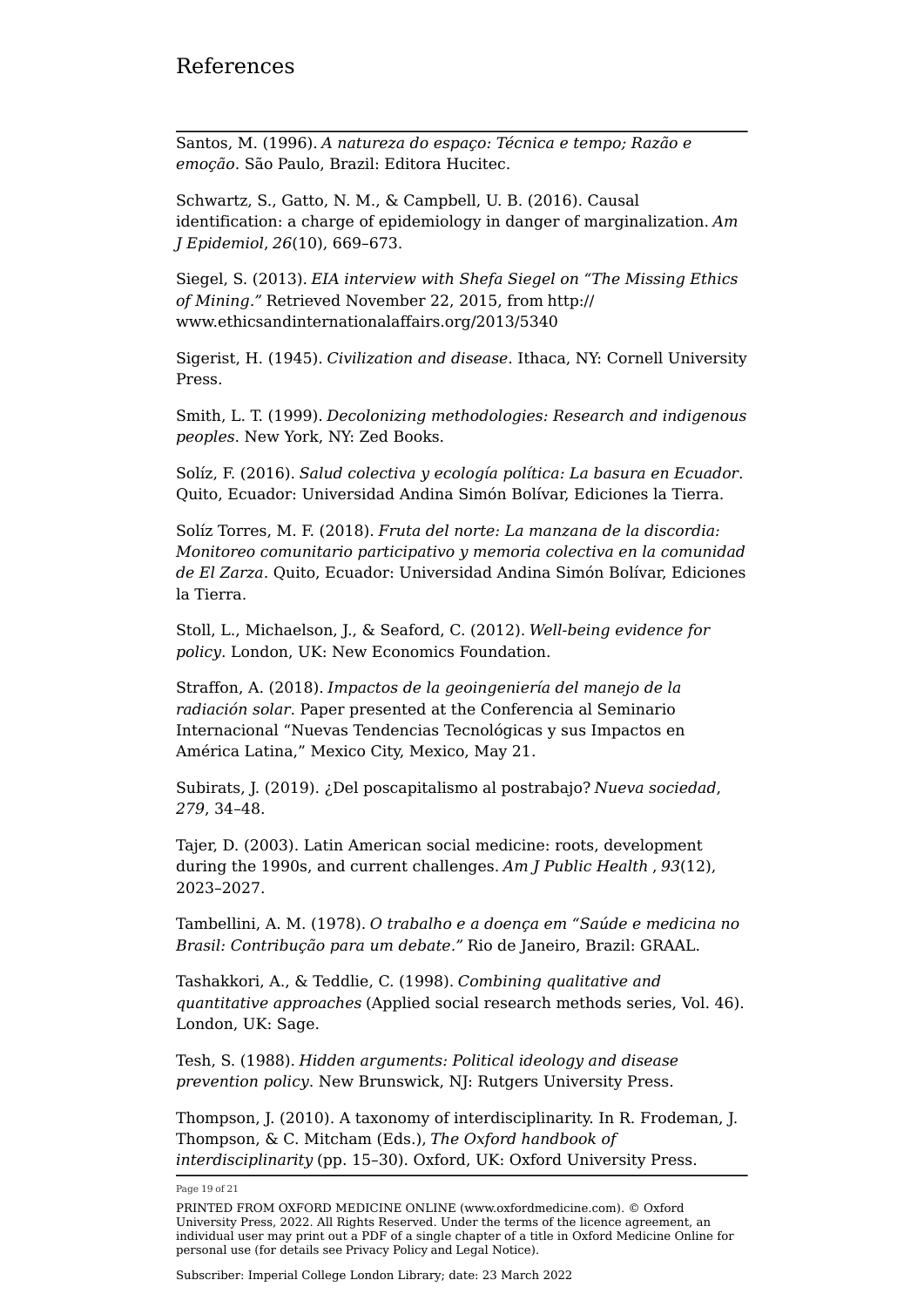# References

Santos, M. (1996). *A natureza do espaço: Técnica e tempo; Razão e emoção*. São Paulo, Brazil: Editora Hucitec.

Schwartz, S., Gatto, N. M., & Campbell, U. B. (2016). Causal identification: a charge of epidemiology in danger of marginalization. *Am J Epidemiol*, *26*(10), 669–673.

Siegel, S. (2013). *EIA interview with Shefa Siegel on "The Missing Ethics of Mining."* Retrieved November 22, 2015, from http://www.ethicsandinternationalaffairs.org/2013/5340

Sigerist, H. (1945). *Civilization and disease*. Ithaca, NY: Cornell University Press.

Smith, L. T. (1999). *Decolonizing methodologies: Research and indigenous peoples*. New York, NY: Zed Books.

Solíz, F. (2016). *Salud colectiva y ecología política: La basura en Ecuador*. Quito, Ecuador: Universidad Andina Simón Bolívar, Ediciones la Tierra.

Solíz Torres, M. F. (2018). *Fruta del norte: La manzana de la discordia: Monitoreo comunitario participativo y memoria colectiva en la comunidad de El Zarza*. Quito, Ecuador: Universidad Andina Simón Bolívar, Ediciones la Tierra.

Stoll, L., Michaelson, J., & Seaford, C. (2012). *Well-being evidence for policy*. London, UK: New Economics Foundation.

Straffon, A. (2018). *Impactos de la geoingeniería del manejo de la radiación solar*. Paper presented at the Conferencia al Seminario Internacional "Nuevas Tendencias Tecnológicas y sus Impactos en América Latina," Mexico City, Mexico, May 21.

Subirats, J. (2019). ¿Del poscapitalismo al postrabajo? *Nueva sociedad*, *279*, 34–48.

Tajer, D. (2003). Latin American social medicine: roots, development during the 1990s, and current challenges. *Am J Public Health* , *93*(12), 2023–2027.

Tambellini, A. M. (1978). *O trabalho e a doença em "Saúde e medicina no Brasil: Contribução para um debate."* Rio de Janeiro, Brazil: GRAAL.

Tashakkori, A., & Teddlie, C. (1998). *Combining qualitative and quantitative approaches* (Applied social research methods series, Vol. 46). London, UK: Sage.

Tesh, S. (1988). *Hidden arguments: Political ideology and disease prevention policy*. New Brunswick, NJ: Rutgers University Press.

Thompson, J. (2010). A taxonomy of interdisciplinarity. In R. Frodeman, J. Thompson, & C. Mitcham (Eds.), *The Oxford handbook of interdisciplinarity* (pp. 15–30). Oxford, UK: Oxford University Press.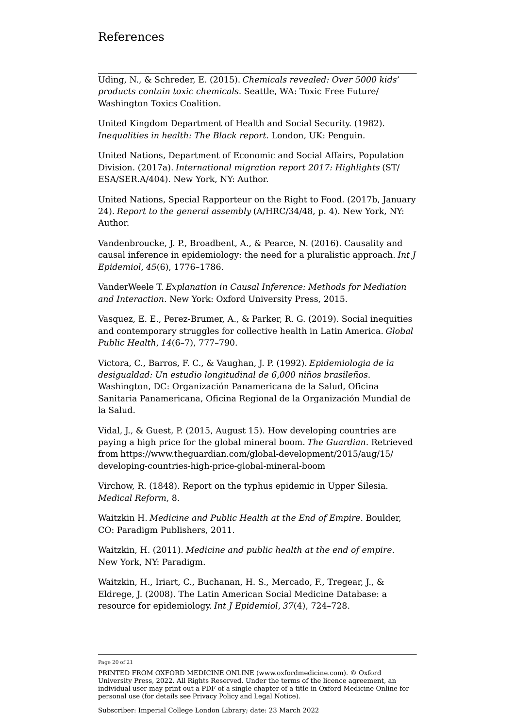# References

Uding, N., & Schreder, E. (2015). *Chemicals revealed: Over 5000 kids' products contain toxic chemicals*. Seattle, WA: Toxic Free Future/ Washington Toxics Coalition.

United Kingdom Department of Health and Social Security. (1982). *Inequalities in health: The Black report*. London, UK: Penguin.

United Nations, Department of Economic and Social Affairs, Population Division. (2017a). *International migration report 2017: Highlights* (ST/ ESA/SER.A/404). New York, NY: Author.

United Nations, Special Rapporteur on the Right to Food. (2017b, January 24). *Report to the general assembly* (A/HRC/34/48, p. 4). New York, NY: Author.

Vandenbroucke, J. P., Broadbent, A., & Pearce, N. (2016). Causality and causal inference in epidemiology: the need for a pluralistic approach. *Int J Epidemiol*, *45*(6), 1776–1786.

VanderWeele T. *Explanation in Causal Inference: Methods for Mediation and Interaction*. New York: Oxford University Press, 2015.

Vasquez, E. E., Perez-Brumer, A., & Parker, R. G. (2019). Social inequities and contemporary struggles for collective health in Latin America. *Global Public Health*, *14*(6–7), 777–790.

Victora, C., Barros, F. C., & Vaughan, J. P. (1992). *Epidemiologia de la desigualdad: Un estudio longitudinal de 6,000 niños brasileños*. Washington, DC: Organización Panamericana de la Salud, Oficina Sanitaria Panamericana, Oficina Regional de la Organización Mundial de la Salud.

Vidal, J., & Guest, P. (2015, August 15). How developing countries are paying a high price for the global mineral boom. *The Guardian*. Retrieved from https://www.theguardian.com/global-development/2015/aug/15/developing-countries-high-price-global-mineral-boom

Virchow, R. (1848). Report on the typhus epidemic in Upper Silesia. *Medical Reform*, 8.

Waitzkin H. *Medicine and Public Health at the End of Empire*. Boulder, CO: Paradigm Publishers, 2011.

Waitzkin, H. (2011). *Medicine and public health at the end of empire*. New York, NY: Paradigm.

Waitzkin, H., Iriart, C., Buchanan, H. S., Mercado, F., Tregear, J., & Eldrege, J. (2008). The Latin American Social Medicine Database: a resource for epidemiology. *Int J Epidemiol*, *37*(4), 724–728.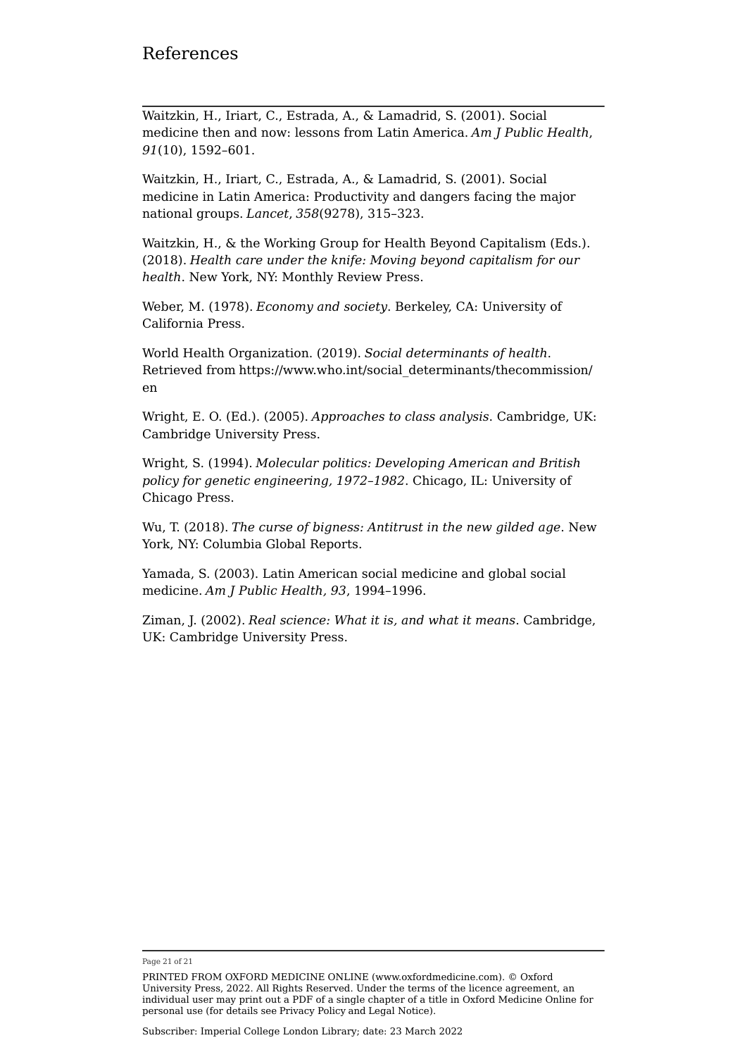# References

Waitzkin, H., Iriart, C., Estrada, A., & Lamadrid, S. (2001). Social medicine then and now: lessons from Latin America. *Am J Public Health*, *91*(10), 1592–601.

Waitzkin, H., Iriart, C., Estrada, A., & Lamadrid, S. (2001). Social medicine in Latin America: Productivity and dangers facing the major national groups. *Lancet*, *358*(9278), 315–323.

Waitzkin, H., & the Working Group for Health Beyond Capitalism (Eds.). (2018). *Health care under the knife: Moving beyond capitalism for our health*. New York, NY: Monthly Review Press.

Weber, M. (1978). *Economy and society*. Berkeley, CA: University of California Press.

World Health Organization. (2019). *Social determinants of health*. Retrieved from https://www.who.int/social_determinants/thecommission/en

Wright, E. O. (Ed.). (2005). *Approaches to class analysis.* Cambridge, UK: Cambridge University Press.

Wright, S. (1994). *Molecular politics: Developing American and British policy for genetic engineering, 1972–1982*. Chicago, IL: University of Chicago Press.

Wu, T. (2018). *The curse of bigness: Antitrust in the new gilded age*. New York, NY: Columbia Global Reports.

Yamada, S. (2003). Latin American social medicine and global social medicine. *Am J Public Health, 93*, 1994–1996.

Ziman, J. (2002). *Real science: What it is, and what it means*. Cambridge, UK: Cambridge University Press.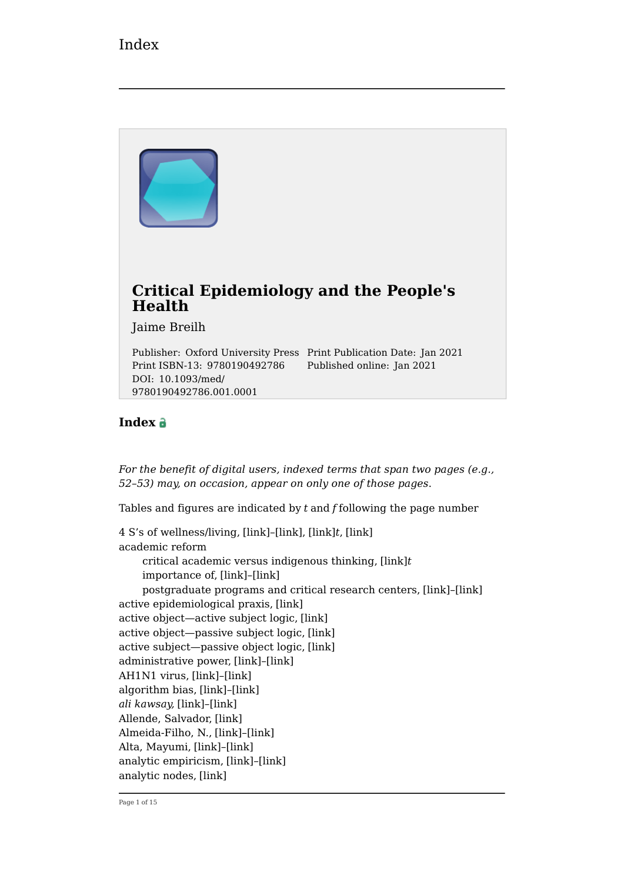Index

# Critical Epidemiology and the People's Health

Jaime Breilh

Publisher: Oxford University Press
Print ISBN-13: 9780190492786
DOI: 10.1093/med/9780190492786.001.0001
Print Publication Date: Jan 2021
Published online: Jan 2021

## Index

*For the benefit of digital users, indexed terms that span two pages (e.g., 52–53) may, on occasion, appear on only one of those pages.*

Tables and figures are indicated by *t* and *f* following the page number

4 S's of wellness/living, [link]–[link], [link]*t*, [link]
academic reform
  critical academic versus indigenous thinking, [link]*t*
  importance of, [link]–[link]
  postgraduate programs and critical research centers, [link]–[link]
active epidemiological praxis, [link]
active object—active subject logic, [link]
active object—passive subject logic, [link]
active subject—passive object logic, [link]
administrative power, [link]–[link]
AH1N1 virus, [link]–[link]
algorithm bias, [link]–[link]
*ali kawsay*, [link]–[link]
Allende, Salvador, [link]
Almeida-Filho, N., [link]–[link]
Alta, Mayumi, [link]–[link]
analytic empiricism, [link]–[link]
analytic nodes, [link]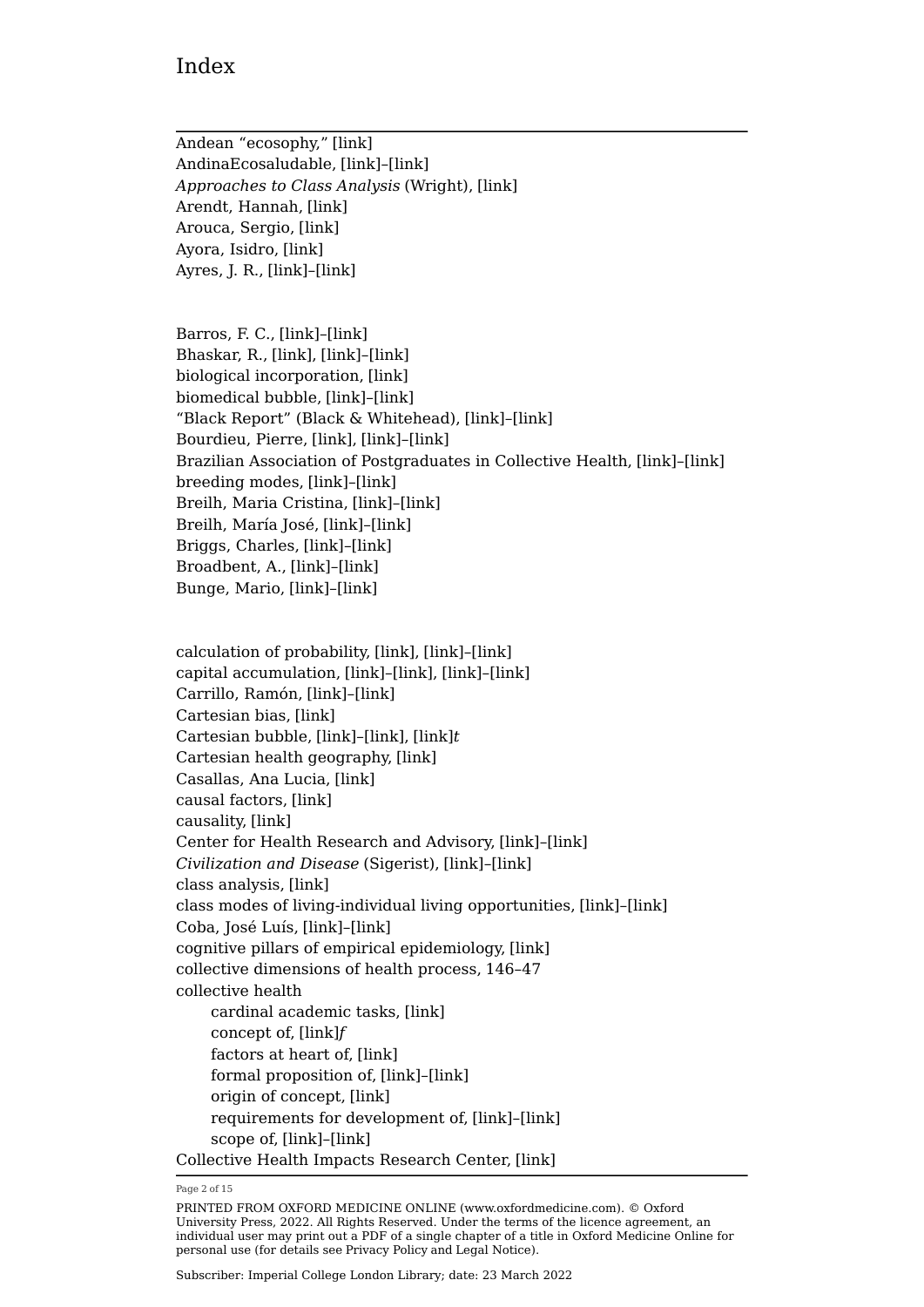# Index

Andean “ecosophy,” [link]
AndinaEcosaludable, [link]–[link]
*Approaches to Class Analysis* (Wright), [link]
Arendt, Hannah, [link]
Arouca, Sergio, [link]
Ayora, Isidro, [link]
Ayres, J. R., [link]–[link]

Barros, F. C., [link]–[link]
Bhaskar, R., [link], [link]–[link]
biological incorporation, [link]
biomedical bubble, [link]–[link]
“Black Report” (Black & Whitehead), [link]–[link]
Bourdieu, Pierre, [link], [link]–[link]
Brazilian Association of Postgraduates in Collective Health, [link]–[link]
breeding modes, [link]–[link]
Breilh, Maria Cristina, [link]–[link]
Breilh, María José, [link]–[link]
Briggs, Charles, [link]–[link]
Broadbent, A., [link]–[link]
Bunge, Mario, [link]–[link]

calculation of probability, [link], [link]–[link]
capital accumulation, [link]–[link], [link]–[link]
Carrillo, Ramón, [link]–[link]
Cartesian bias, [link]
Cartesian bubble, [link]–[link], [link]*t*
Cartesian health geography, [link]
Casallas, Ana Lucia, [link]
causal factors, [link]
causality, [link]
Center for Health Research and Advisory, [link]–[link]
*Civilization and Disease* (Sigerist), [link]–[link]
class analysis, [link]
class modes of living-individual living opportunities, [link]–[link]
Coba, José Luís, [link]–[link]
cognitive pillars of empirical epidemiology, [link]
collective dimensions of health process, 146–47
collective health
- cardinal academic tasks, [link]
- concept of, [link]*f*
- factors at heart of, [link]
- formal proposition of, [link]–[link]
- origin of concept, [link]
- requirements for development of, [link]–[link]
- scope of, [link]–[link]

Collective Health Impacts Research Center, [link]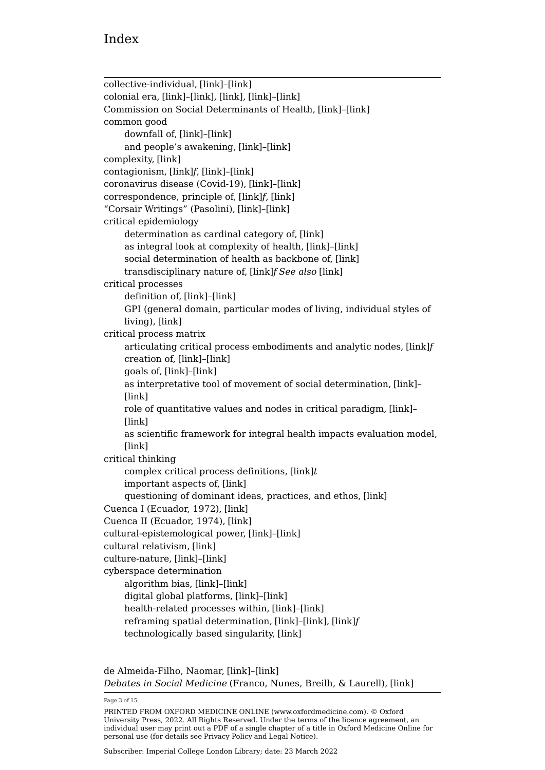# Index

collective-individual, [link]–[link]
colonial era, [link]–[link], [link], [link]–[link]
Commission on Social Determinants of Health, [link]–[link]
common good
    downfall of, [link]–[link]
    and people's awakening, [link]–[link]
complexity, [link]
contagionism, [link]*f*, [link]–[link]
coronavirus disease (Covid-19), [link]–[link]
correspondence, principle of, [link]*f*, [link]
"Corsair Writings" (Pasolini), [link]–[link]
critical epidemiology
    determination as cardinal category of, [link]
    as integral look at complexity of health, [link]–[link]
    social determination of health as backbone of, [link]
    transdisciplinary nature of, [link]*f* *See also* [link]
critical processes
    definition of, [link]–[link]
    GPI (general domain, particular modes of living, individual styles of living), [link]
critical process matrix
    articulating critical process embodiments and analytic nodes, [link]*f*
    creation of, [link]–[link]
    goals of, [link]–[link]
    as interpretative tool of movement of social determination, [link]–[link]
    role of quantitative values and nodes in critical paradigm, [link]–[link]
    as scientific framework for integral health impacts evaluation model, [link]
critical thinking
    complex critical process definitions, [link]*t*
    important aspects of, [link]
    questioning of dominant ideas, practices, and ethos, [link]
Cuenca I (Ecuador, 1972), [link]
Cuenca II (Ecuador, 1974), [link]
cultural-epistemological power, [link]–[link]
cultural relativism, [link]
culture-nature, [link]–[link]
cyberspace determination
    algorithm bias, [link]–[link]
    digital global platforms, [link]–[link]
    health-related processes within, [link]–[link]
    reframing spatial determination, [link]–[link], [link]*f*
    technologically based singularity, [link]

de Almeida-Filho, Naomar, [link]–[link]
*Debates in Social Medicine* (Franco, Nunes, Breilh, & Laurell), [link]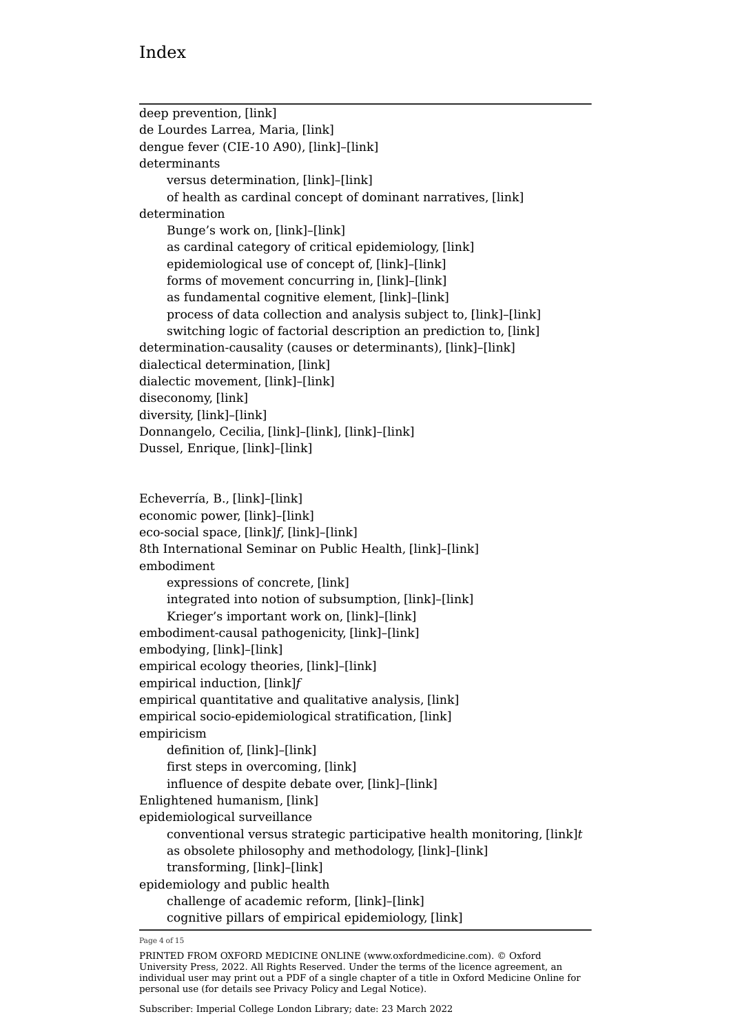# Index

deep prevention, [link]
de Lourdes Larrea, Maria, [link]
dengue fever (CIE-10 A90), [link]–[link]
determinants
  versus determination, [link]–[link]
  of health as cardinal concept of dominant narratives, [link]
determination
  Bunge's work on, [link]–[link]
  as cardinal category of critical epidemiology, [link]
  epidemiological use of concept of, [link]–[link]
  forms of movement concurring in, [link]–[link]
  as fundamental cognitive element, [link]–[link]
  process of data collection and analysis subject to, [link]–[link]
  switching logic of factorial description an prediction to, [link]
determination-causality (causes or determinants), [link]–[link]
dialectical determination, [link]
dialectic movement, [link]–[link]
diseconomy, [link]
diversity, [link]–[link]
Donnangelo, Cecilia, [link]–[link], [link]–[link]
Dussel, Enrique, [link]–[link]

Echeverría, B., [link]–[link]
economic power, [link]–[link]
eco-social space, [link]*f*, [link]–[link]
8th International Seminar on Public Health, [link]–[link]
embodiment
  expressions of concrete, [link]
  integrated into notion of subsumption, [link]–[link]
  Krieger's important work on, [link]–[link]
embodiment-causal pathogenicity, [link]–[link]
embodying, [link]–[link]
empirical ecology theories, [link]–[link]
empirical induction, [link]*f*
empirical quantitative and qualitative analysis, [link]
empirical socio-epidemiological stratification, [link]
empiricism
  definition of, [link]–[link]
  first steps in overcoming, [link]
  influence of despite debate over, [link]–[link]
Enlightened humanism, [link]
epidemiological surveillance
  conventional versus strategic participative health monitoring, [link]*t*
  as obsolete philosophy and methodology, [link]–[link]
  transforming, [link]–[link]
epidemiology and public health
  challenge of academic reform, [link]–[link]
  cognitive pillars of empirical epidemiology, [link]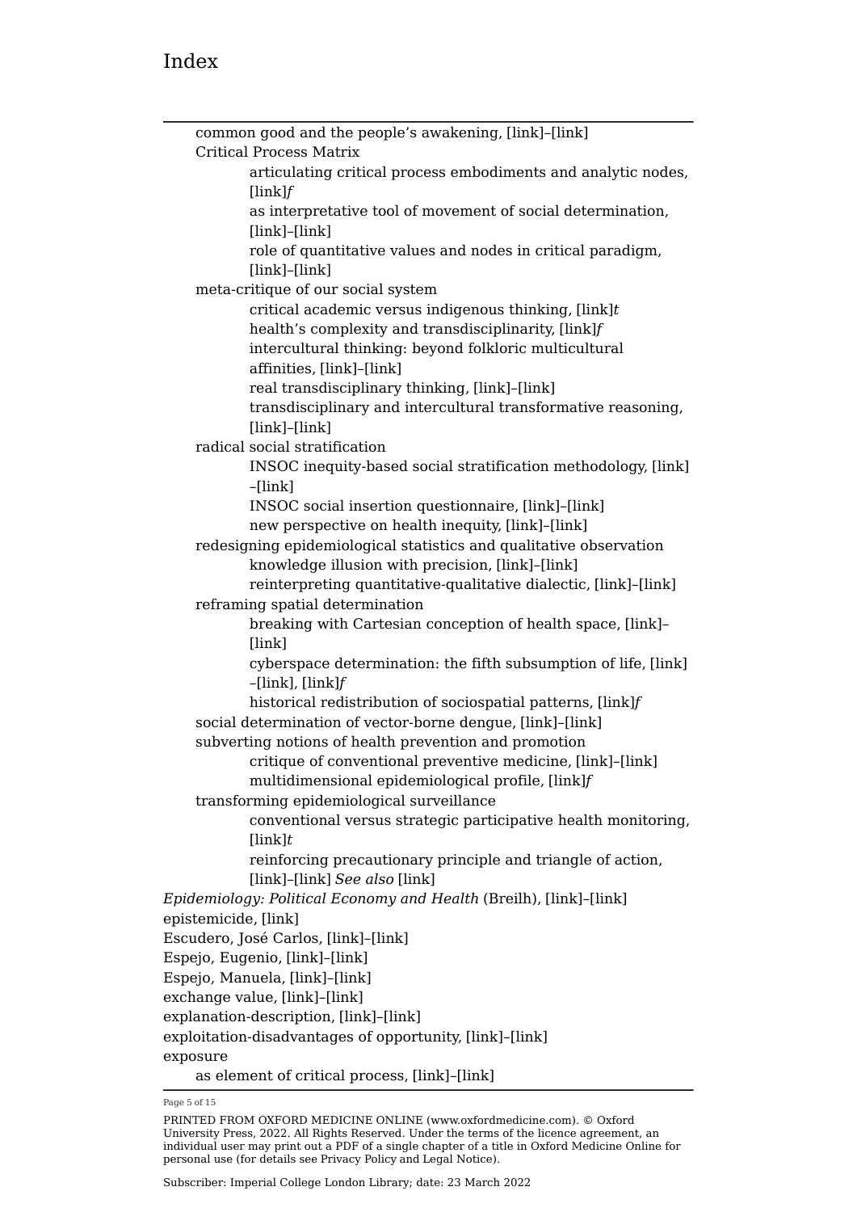# Index

- common good and the people's awakening, [link]–[link]
- Critical Process Matrix
  - articulating critical process embodiments and analytic nodes, [link]*f*
  - as interpretative tool of movement of social determination, [link]–[link]
  - role of quantitative values and nodes in critical paradigm, [link]–[link]
- meta-critique of our social system
  - critical academic versus indigenous thinking, [link]*t*
  - health's complexity and transdisciplinarity, [link]*f*
  - intercultural thinking: beyond folkloric multicultural affinities, [link]–[link]
  - real transdisciplinary thinking, [link]–[link]
  - transdisciplinary and intercultural transformative reasoning, [link]–[link]
- radical social stratification
  - INSOC inequity-based social stratification methodology, [link]–[link]
  - INSOC social insertion questionnaire, [link]–[link]
  - new perspective on health inequity, [link]–[link]
- redesigning epidemiological statistics and qualitative observation
  - knowledge illusion with precision, [link]–[link]
  - reinterpreting quantitative-qualitative dialectic, [link]–[link]
- reframing spatial determination
  - breaking with Cartesian conception of health space, [link]–[link]
  - cyberspace determination: the fifth subsumption of life, [link]–[link], [link]*f*
  - historical redistribution of sociospatial patterns, [link]*f*
- social determination of vector-borne dengue, [link]–[link]
- subverting notions of health prevention and promotion
  - critique of conventional preventive medicine, [link]–[link]
  - multidimensional epidemiological profile, [link]*f*
- transforming epidemiological surveillance
  - conventional versus strategic participative health monitoring, [link]*t*
  - reinforcing precautionary principle and triangle of action, [link]–[link] *See also* [link]

*Epidemiology: Political Economy and Health* (Breilh), [link]–[link]

epistemicide, [link]

Escudero, José Carlos, [link]–[link]

Espejo, Eugenio, [link]–[link]

Espejo, Manuela, [link]–[link]

exchange value, [link]–[link]

explanation-description, [link]–[link]

exploitation-disadvantages of opportunity, [link]–[link]

exposure
- as element of critical process, [link]–[link]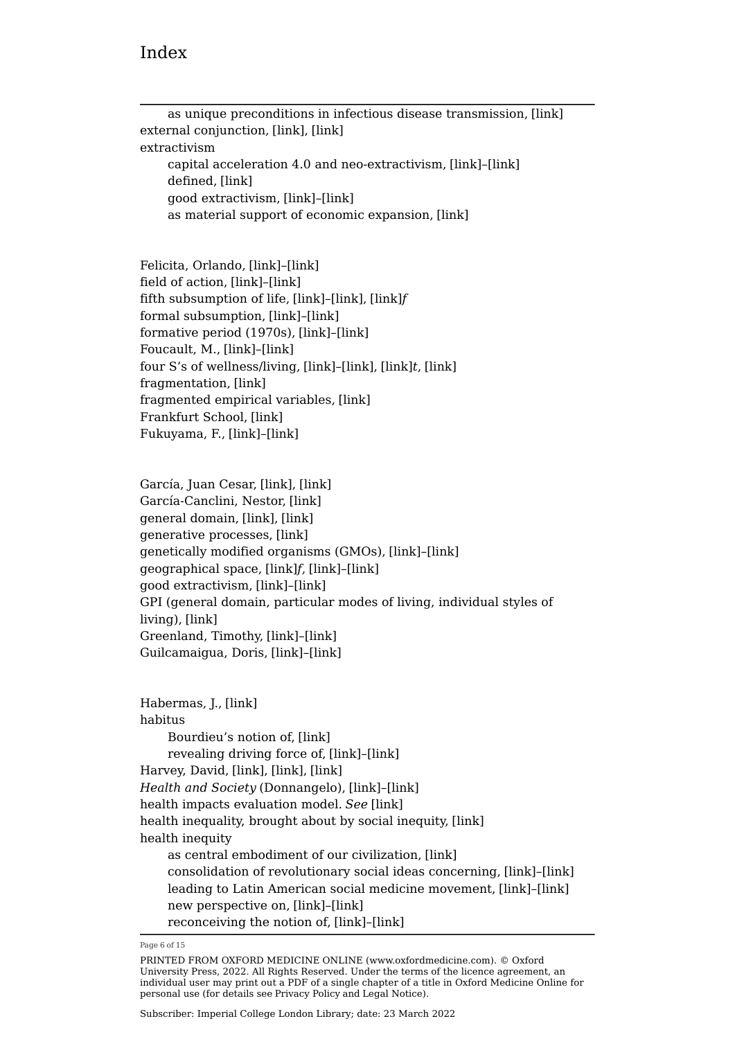as unique preconditions in infectious disease transmission, [link]

external conjunction, [link], [link]

extractivism

capital acceleration 4.0 and neo-extractivism, [link]–[link]

defined, [link]

good extractivism, [link]–[link]

as material support of economic expansion, [link]

Felicita, Orlando, [link]–[link]

field of action, [link]–[link]

fifth subsumption of life, [link]–[link], [link]*f*

formal subsumption, [link]–[link]

formative period (1970s), [link]–[link]

Foucault, M., [link]–[link]

four S's of wellness/living, [link]–[link], [link]*t*, [link]

fragmentation, [link]

fragmented empirical variables, [link]

Frankfurt School, [link]

Fukuyama, F., [link]–[link]

García, Juan Cesar, [link], [link]

García-Canclini, Nestor, [link]

general domain, [link], [link]

generative processes, [link]

genetically modified organisms (GMOs), [link]–[link]

geographical space, [link]*f*, [link]–[link]

good extractivism, [link]–[link]

GPI (general domain, particular modes of living, individual styles of living), [link]

Greenland, Timothy, [link]–[link]

Guilcamaigua, Doris, [link]–[link]

Habermas, J., [link]

habitus

Bourdieu's notion of, [link]

revealing driving force of, [link]–[link]

Harvey, David, [link], [link], [link]

*Health and Society* (Donnangelo), [link]–[link]

health impacts evaluation model. *See* [link]

health inequality, brought about by social inequity, [link]

health inequity

as central embodiment of our civilization, [link]

consolidation of revolutionary social ideas concerning, [link]–[link]

leading to Latin American social medicine movement, [link]–[link]

new perspective on, [link]–[link]

reconceiving the notion of, [link]–[link]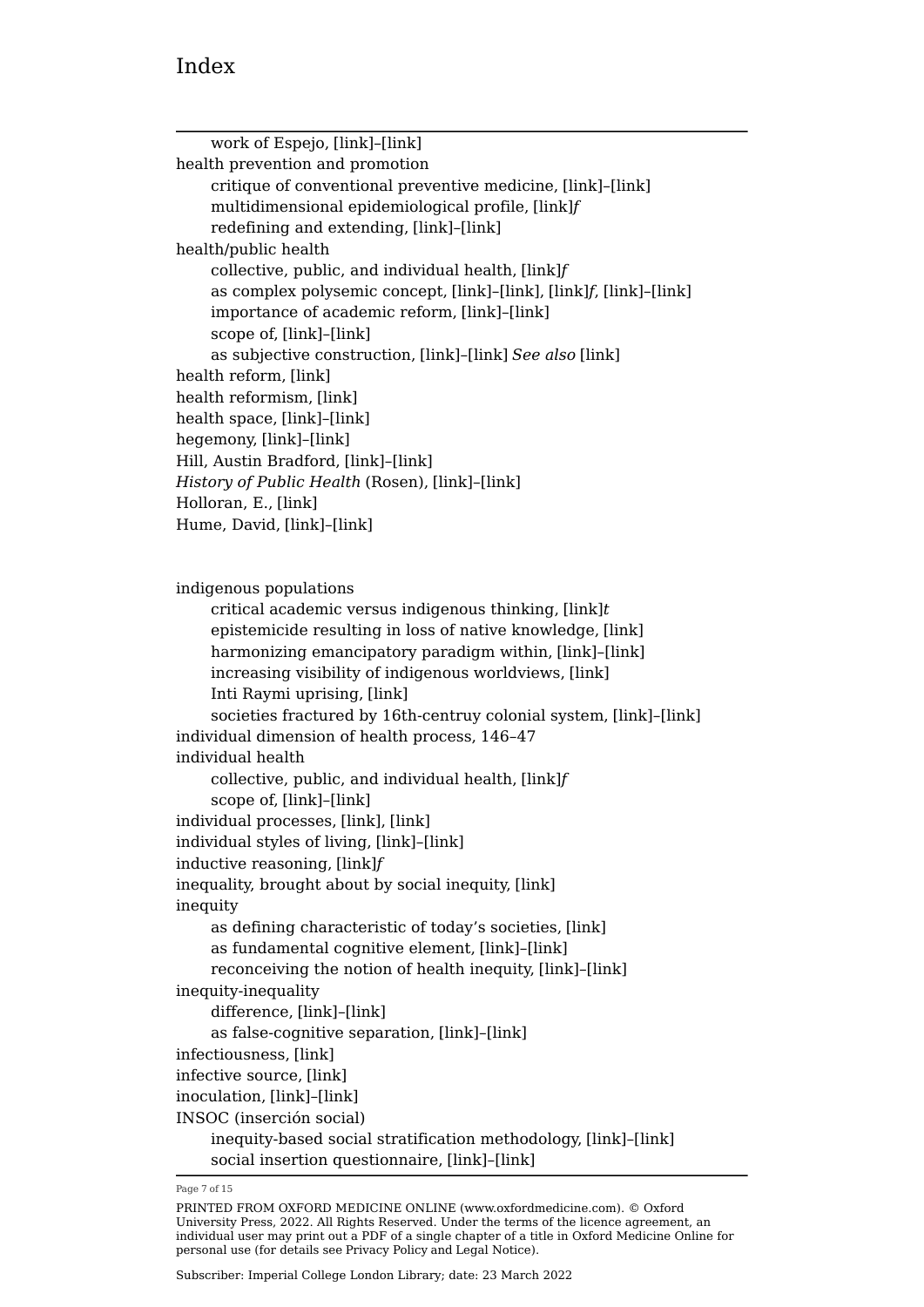# Index

work of Espejo, [link]–[link]

health prevention and promotion

critique of conventional preventive medicine, [link]–[link]

multidimensional epidemiological profile, [link]*f*

redefining and extending, [link]–[link]

health/public health

collective, public, and individual health, [link]*f*

as complex polysemic concept, [link]–[link], [link]*f*, [link]–[link]

importance of academic reform, [link]–[link]

scope of, [link]–[link]

as subjective construction, [link]–[link] *See also* [link]

health reform, [link]

health reformism, [link]

health space, [link]–[link]

hegemony, [link]–[link]

Hill, Austin Bradford, [link]–[link]

*History of Public Health* (Rosen), [link]–[link]

Holloran, E., [link]

Hume, David, [link]–[link]

indigenous populations

critical academic versus indigenous thinking, [link]*t*

epistemicide resulting in loss of native knowledge, [link]

harmonizing emancipatory paradigm within, [link]–[link]

increasing visibility of indigenous worldviews, [link]

Inti Raymi uprising, [link]

societies fractured by 16th-centruy colonial system, [link]–[link]

individual dimension of health process, 146–47

individual health

collective, public, and individual health, [link]*f*

scope of, [link]–[link]

individual processes, [link], [link]

individual styles of living, [link]–[link]

inductive reasoning, [link]*f*

inequality, brought about by social inequity, [link]

inequity

as defining characteristic of today's societies, [link]

as fundamental cognitive element, [link]–[link]

reconceiving the notion of health inequity, [link]–[link]

inequity-inequality

difference, [link]–[link]

as false-cognitive separation, [link]–[link]

infectiousness, [link]

infective source, [link]

inoculation, [link]–[link]

INSOC (inserción social)

inequity-based social stratification methodology, [link]–[link]

social insertion questionnaire, [link]–[link]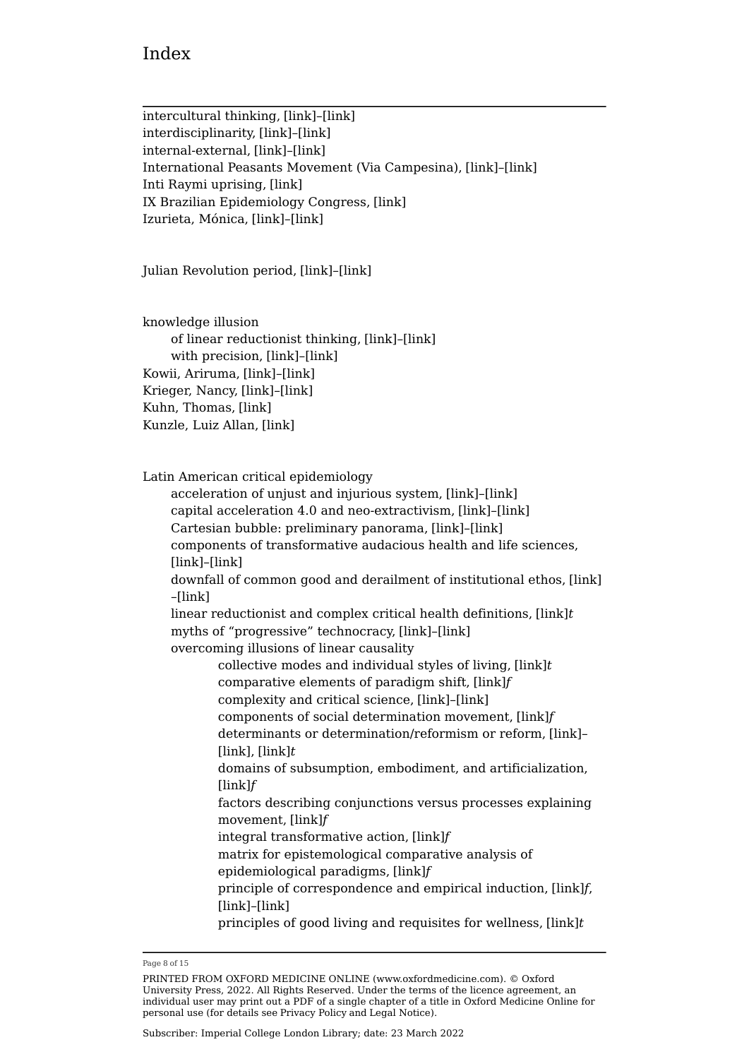# Index

intercultural thinking, [link]–[link]
interdisciplinarity, [link]–[link]
internal-external, [link]–[link]
International Peasants Movement (Via Campesina), [link]–[link]
Inti Raymi uprising, [link]
IX Brazilian Epidemiology Congress, [link]
Izurieta, Mónica, [link]–[link]

Julian Revolution period, [link]–[link]

knowledge illusion
- of linear reductionist thinking, [link]–[link]
- with precision, [link]–[link]

Kowii, Ariruma, [link]–[link]
Krieger, Nancy, [link]–[link]
Kuhn, Thomas, [link]
Kunzle, Luiz Allan, [link]

Latin American critical epidemiology
- acceleration of unjust and injurious system, [link]–[link]
- capital acceleration 4.0 and neo-extractivism, [link]–[link]
- Cartesian bubble: preliminary panorama, [link]–[link]
- components of transformative audacious health and life sciences, [link]–[link]
- downfall of common good and derailment of institutional ethos, [link]–[link]
- linear reductionist and complex critical health definitions, [link]*t*
- myths of "progressive" technocracy, [link]–[link]
- overcoming illusions of linear causality
  - collective modes and individual styles of living, [link]*t*
  - comparative elements of paradigm shift, [link]*f*
  - complexity and critical science, [link]–[link]
  - components of social determination movement, [link]*f*
  - determinants or determination/reformism or reform, [link]–[link], [link]*t*
  - domains of subsumption, embodiment, and artificialization, [link]*f*
  - factors describing conjunctions versus processes explaining movement, [link]*f*
  - integral transformative action, [link]*f*
  - matrix for epistemological comparative analysis of epidemiological paradigms, [link]*f*
  - principle of correspondence and empirical induction, [link]*f*, [link]–[link]
  - principles of good living and requisites for wellness, [link]*t*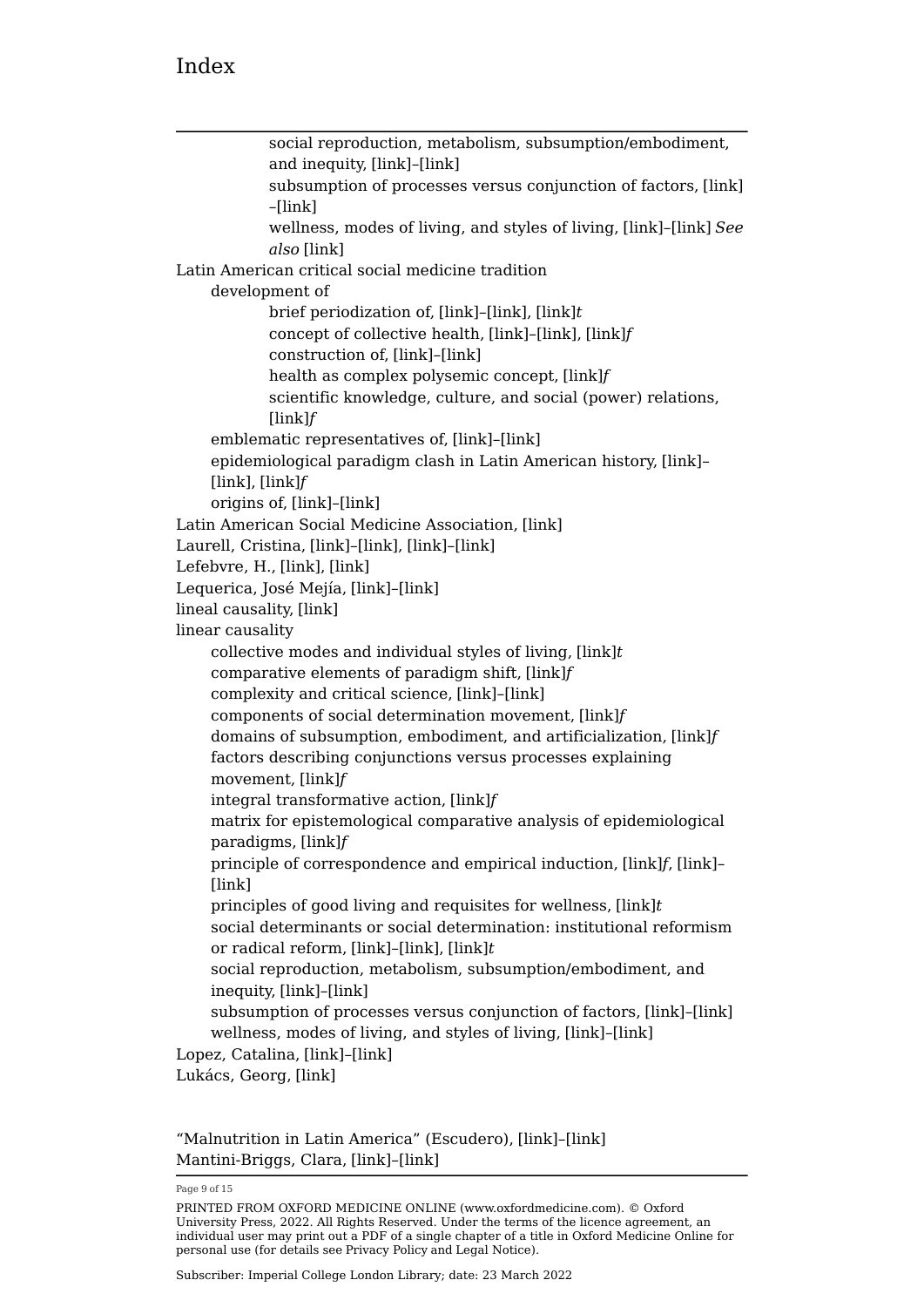# Index

- social reproduction, metabolism, subsumption/embodiment, and inequity, [link]–[link]
- subsumption of processes versus conjunction of factors, [link]–[link]
- wellness, modes of living, and styles of living, [link]–[link] *See also* [link]

Latin American critical social medicine tradition
- development of
  - brief periodization of, [link]–[link], [link]*t*
  - concept of collective health, [link]–[link], [link]*f*
  - construction of, [link]–[link]
  - health as complex polysemic concept, [link]*f*
  - scientific knowledge, culture, and social (power) relations, [link]*f*
- emblematic representatives of, [link]–[link]
- epidemiological paradigm clash in Latin American history, [link]–[link], [link]*f*
- origins of, [link]–[link]

Latin American Social Medicine Association, [link]

Laurell, Cristina, [link]–[link], [link]–[link]

Lefebvre, H., [link], [link]

Lequerica, José Mejía, [link]–[link]

lineal causality, [link]

linear causality
- collective modes and individual styles of living, [link]*t*
- comparative elements of paradigm shift, [link]*f*
- complexity and critical science, [link]–[link]
- components of social determination movement, [link]*f*
- domains of subsumption, embodiment, and artificialization, [link]*f*
- factors describing conjunctions versus processes explaining movement, [link]*f*
- integral transformative action, [link]*f*
- matrix for epistemological comparative analysis of epidemiological paradigms, [link]*f*
- principle of correspondence and empirical induction, [link]*f*, [link]–[link]
- principles of good living and requisites for wellness, [link]*t*
- social determinants or social determination: institutional reformism or radical reform, [link]–[link], [link]*t*
- social reproduction, metabolism, subsumption/embodiment, and inequity, [link]–[link]
- subsumption of processes versus conjunction of factors, [link]–[link]
- wellness, modes of living, and styles of living, [link]–[link]

Lopez, Catalina, [link]–[link]

Lukács, Georg, [link]

"Malnutrition in Latin America" (Escudero), [link]–[link]

Mantini-Briggs, Clara, [link]–[link]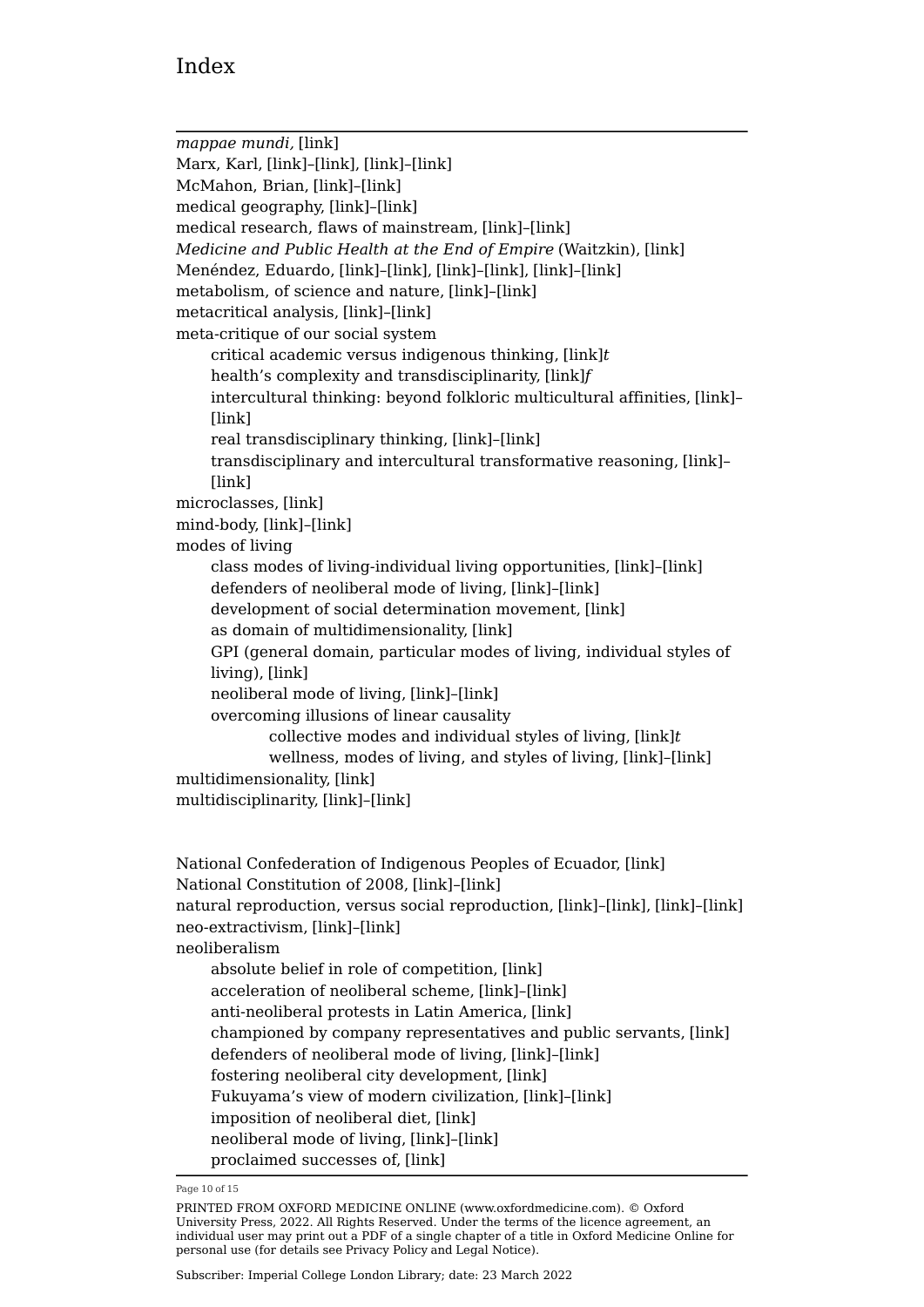# Index

*mappae mundi*, [link]
Marx, Karl, [link]–[link], [link]–[link]
McMahon, Brian, [link]–[link]
medical geography, [link]–[link]
medical research, flaws of mainstream, [link]–[link]
*Medicine and Public Health at the End of Empire* (Waitzkin), [link]
Menéndez, Eduardo, [link]–[link], [link]–[link], [link]–[link]
metabolism, of science and nature, [link]–[link]
metacritical analysis, [link]–[link]
meta-critique of our social system
- critical academic versus indigenous thinking, [link]*t*
- health's complexity and transdisciplinarity, [link]*f*
- intercultural thinking: beyond folkloric multicultural affinities, [link]–[link]
- real transdisciplinary thinking, [link]–[link]
- transdisciplinary and intercultural transformative reasoning, [link]–[link]

microclasses, [link]
mind-body, [link]–[link]
modes of living
- class modes of living-individual living opportunities, [link]–[link]
- defenders of neoliberal mode of living, [link]–[link]
- development of social determination movement, [link]
- as domain of multidimensionality, [link]
- GPI (general domain, particular modes of living, individual styles of living), [link]
- neoliberal mode of living, [link]–[link]
- overcoming illusions of linear causality
  - collective modes and individual styles of living, [link]*t*
  - wellness, modes of living, and styles of living, [link]–[link]

multidimensionality, [link]
multidisciplinarity, [link]–[link]

National Confederation of Indigenous Peoples of Ecuador, [link]
National Constitution of 2008, [link]–[link]
natural reproduction, versus social reproduction, [link]–[link], [link]–[link]
neo-extractivism, [link]–[link]
neoliberalism
- absolute belief in role of competition, [link]
- acceleration of neoliberal scheme, [link]–[link]
- anti-neoliberal protests in Latin America, [link]
- championed by company representatives and public servants, [link]
- defenders of neoliberal mode of living, [link]–[link]
- fostering neoliberal city development, [link]
- Fukuyama's view of modern civilization, [link]–[link]
- imposition of neoliberal diet, [link]
- neoliberal mode of living, [link]–[link]
- proclaimed successes of, [link]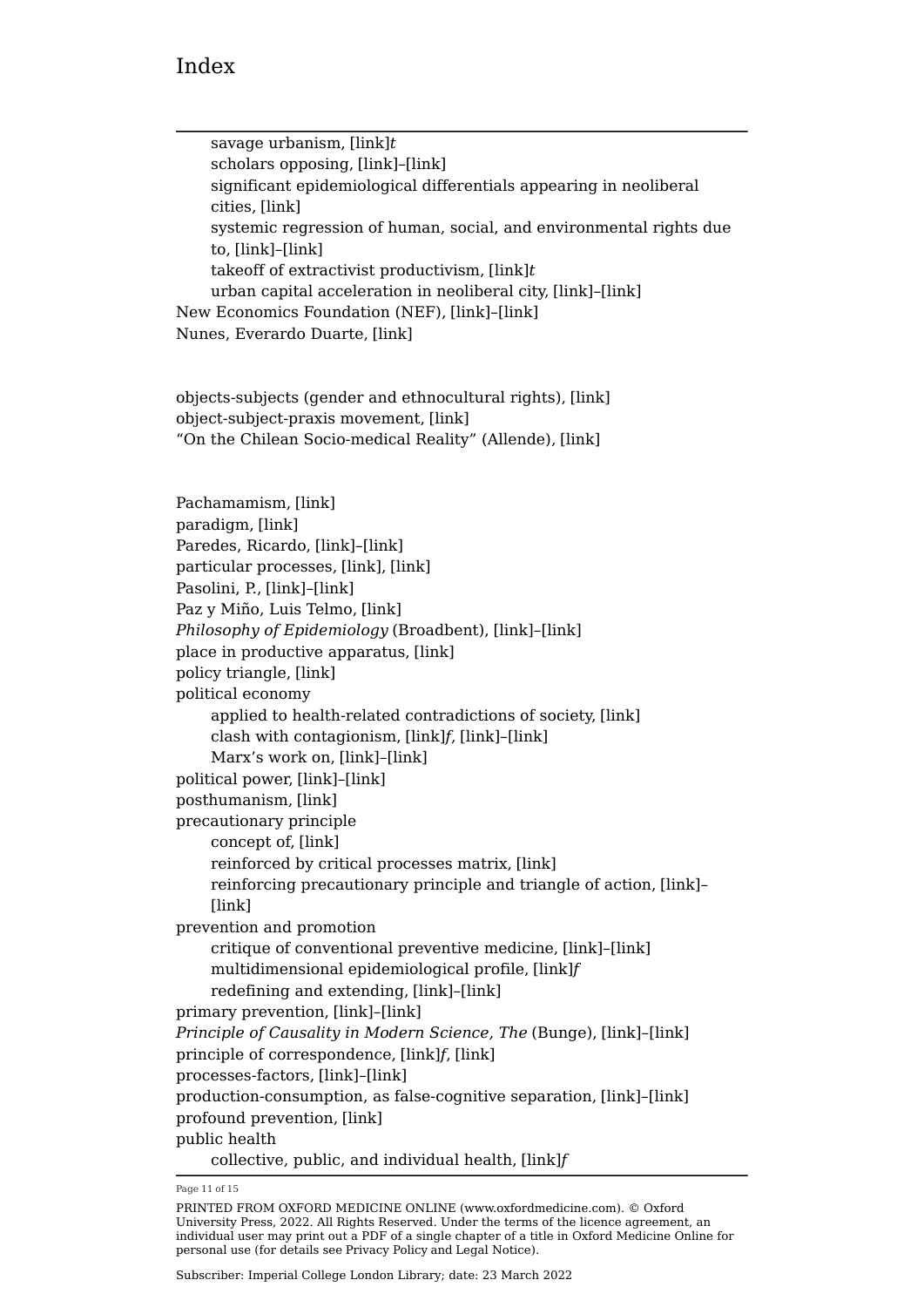# Index

- savage urbanism, [link]*t*
- scholars opposing, [link]–[link]
- significant epidemiological differentials appearing in neoliberal cities, [link]
- systemic regression of human, social, and environmental rights due to, [link]–[link]
- takeoff of extractivist productivism, [link]*t*
- urban capital acceleration in neoliberal city, [link]–[link]

New Economics Foundation (NEF), [link]–[link]

Nunes, Everardo Duarte, [link]

objects-subjects (gender and ethnocultural rights), [link]

object-subject-praxis movement, [link]

"On the Chilean Socio-medical Reality" (Allende), [link]

Pachamamism, [link]

paradigm, [link]

Paredes, Ricardo, [link]–[link]

particular processes, [link], [link]

Pasolini, P., [link]–[link]

Paz y Miño, Luis Telmo, [link]

*Philosophy of Epidemiology* (Broadbent), [link]–[link]

place in productive apparatus, [link]

policy triangle, [link]

political economy

- applied to health-related contradictions of society, [link]
- clash with contagionism, [link]*f*, [link]–[link]
- Marx's work on, [link]–[link]

political power, [link]–[link]

posthumanism, [link]

precautionary principle

- concept of, [link]
- reinforced by critical processes matrix, [link]
- reinforcing precautionary principle and triangle of action, [link]–[link]

prevention and promotion

- critique of conventional preventive medicine, [link]–[link]
- multidimensional epidemiological profile, [link]*f*
- redefining and extending, [link]–[link]

primary prevention, [link]–[link]

*Principle of Causality in Modern Science, The* (Bunge), [link]–[link]

principle of correspondence, [link]*f*, [link]

processes-factors, [link]–[link]

production-consumption, as false-cognitive separation, [link]–[link]

profound prevention, [link]

public health

- collective, public, and individual health, [link]*f*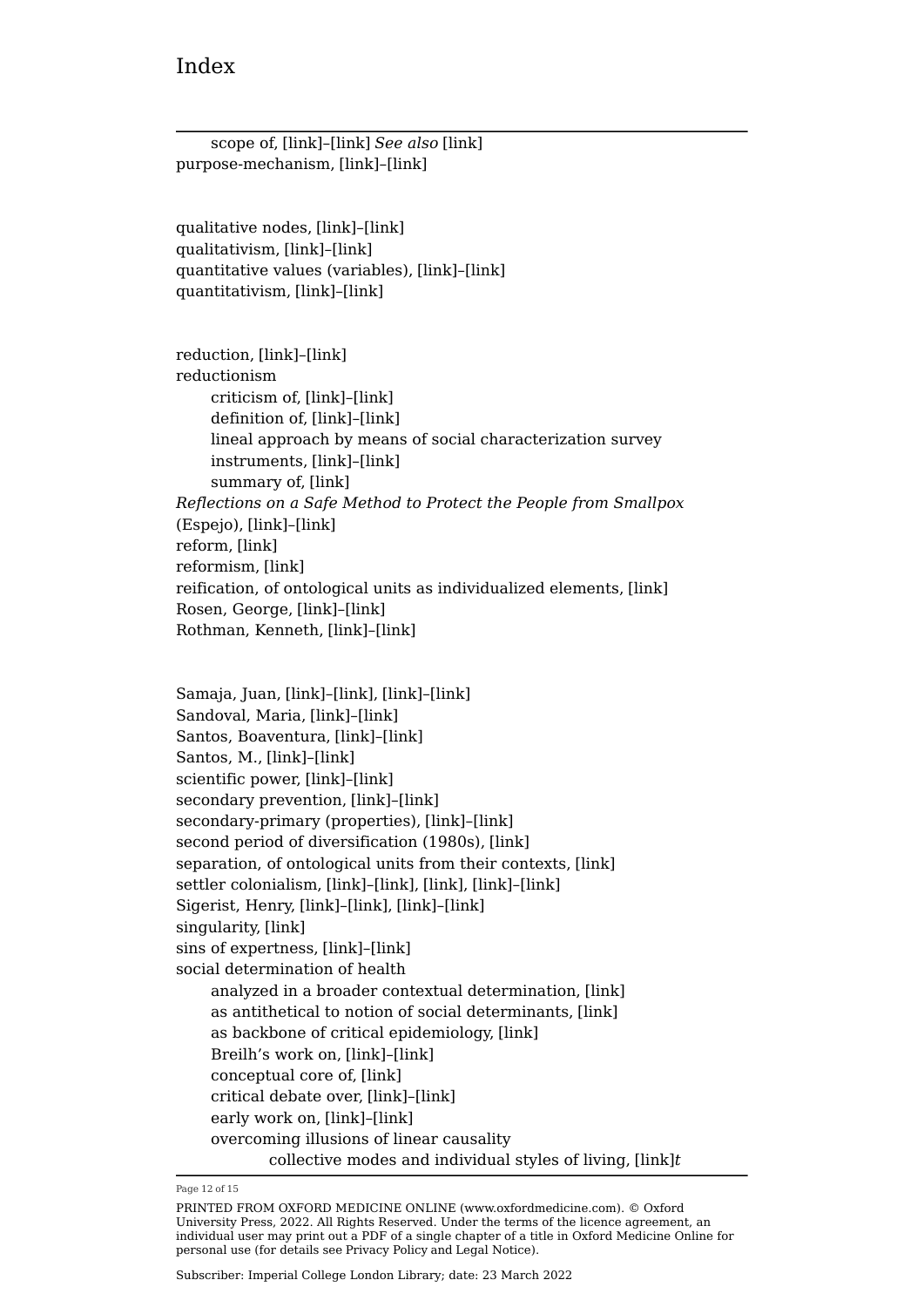scope of, [link]–[link] *See also* [link]

purpose-mechanism, [link]–[link]

qualitative nodes, [link]–[link]

qualitativism, [link]–[link]

quantitative values (variables), [link]–[link]

quantitativism, [link]–[link]

reduction, [link]–[link]

reductionism

- criticism of, [link]–[link]
- definition of, [link]–[link]
- lineal approach by means of social characterization survey instruments, [link]–[link]
- summary of, [link]

*Reflections on a Safe Method to Protect the People from Smallpox* (Espejo), [link]–[link]

reform, [link]

reformism, [link]

reification, of ontological units as individualized elements, [link]

Rosen, George, [link]–[link]

Rothman, Kenneth, [link]–[link]

Samaja, Juan, [link]–[link], [link]–[link]

Sandoval, Maria, [link]–[link]

Santos, Boaventura, [link]–[link]

Santos, M., [link]–[link]

scientific power, [link]–[link]

secondary prevention, [link]–[link]

secondary-primary (properties), [link]–[link]

second period of diversification (1980s), [link]

separation, of ontological units from their contexts, [link]

settler colonialism, [link]–[link], [link], [link]–[link]

Sigerist, Henry, [link]–[link], [link]–[link]

singularity, [link]

sins of expertness, [link]–[link]

social determination of health

- analyzed in a broader contextual determination, [link]
- as antithetical to notion of social determinants, [link]
- as backbone of critical epidemiology, [link]
- Breilh's work on, [link]–[link]
- conceptual core of, [link]
- critical debate over, [link]–[link]
- early work on, [link]–[link]
- overcoming illusions of linear causality
  - collective modes and individual styles of living, [link]*t*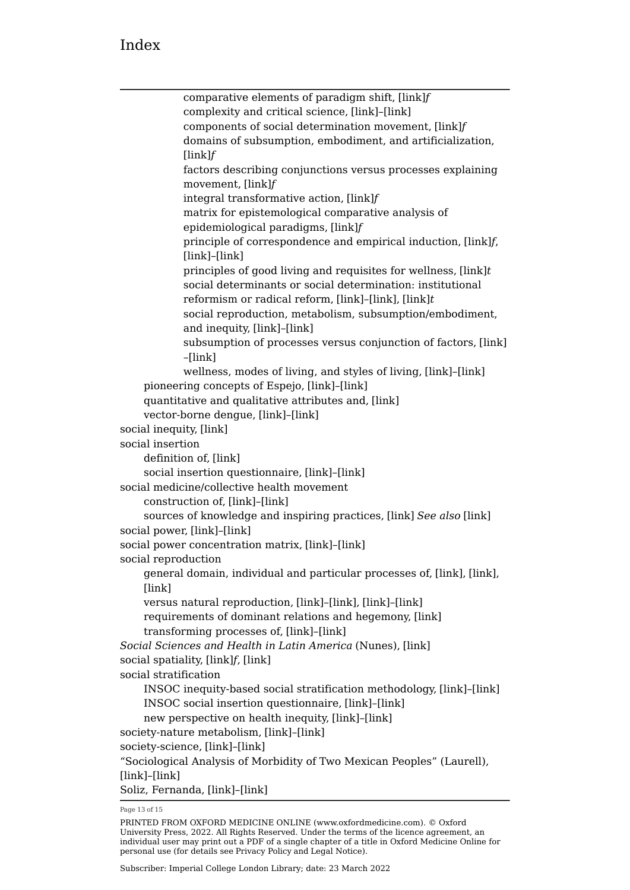# Index

comparative elements of paradigm shift, [link]*f*
complexity and critical science, [link]–[link]
components of social determination movement, [link]*f*
domains of subsumption, embodiment, and artificialization, [link]*f*
factors describing conjunctions versus processes explaining movement, [link]*f*
integral transformative action, [link]*f*
matrix for epistemological comparative analysis of epidemiological paradigms, [link]*f*
principle of correspondence and empirical induction, [link]*f*, [link]–[link]
principles of good living and requisites for wellness, [link]*t*
social determinants or social determination: institutional reformism or radical reform, [link]–[link], [link]*t*
social reproduction, metabolism, subsumption/embodiment, and inequity, [link]–[link]
subsumption of processes versus conjunction of factors, [link]–[link]
wellness, modes of living, and styles of living, [link]–[link]
pioneering concepts of Espejo, [link]–[link]
quantitative and qualitative attributes and, [link]
vector-borne dengue, [link]–[link]

social inequity, [link]

social insertion
definition of, [link]
social insertion questionnaire, [link]–[link]

social medicine/collective health movement
construction of, [link]–[link]
sources of knowledge and inspiring practices, [link] *See also* [link]

social power, [link]–[link]

social power concentration matrix, [link]–[link]

social reproduction
general domain, individual and particular processes of, [link], [link], [link]
versus natural reproduction, [link]–[link], [link]–[link]
requirements of dominant relations and hegemony, [link]
transforming processes of, [link]–[link]

*Social Sciences and Health in Latin America* (Nunes), [link]

social spatiality, [link]*f*, [link]

social stratification
INSOC inequity-based social stratification methodology, [link]–[link]
INSOC social insertion questionnaire, [link]–[link]
new perspective on health inequity, [link]–[link]

society-nature metabolism, [link]–[link]

society-science, [link]–[link]

"Sociological Analysis of Morbidity of Two Mexican Peoples" (Laurell), [link]–[link]

Soliz, Fernanda, [link]–[link]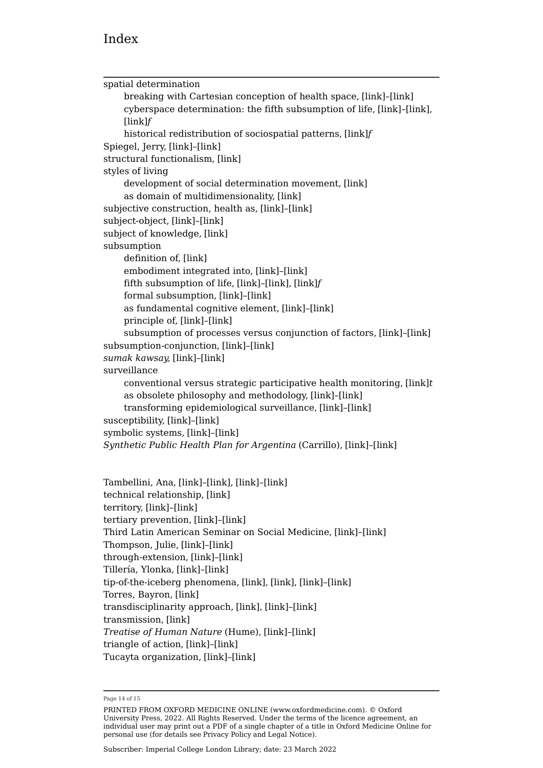# Index

spatial determination
  - breaking with Cartesian conception of health space, [link]–[link]
  - cyberspace determination: the fifth subsumption of life, [link]–[link], [link]*f*
  - historical redistribution of sociospatial patterns, [link]*f*

Spiegel, Jerry, [link]–[link]
structural functionalism, [link]
styles of living
  - development of social determination movement, [link]
  - as domain of multidimensionality, [link]

subjective construction, health as, [link]–[link]
subject-object, [link]–[link]
subject of knowledge, [link]
subsumption
  - definition of, [link]
  - embodiment integrated into, [link]–[link]
  - fifth subsumption of life, [link]–[link], [link]*f*
  - formal subsumption, [link]–[link]
  - as fundamental cognitive element, [link]–[link]
  - principle of, [link]–[link]
  - subsumption of processes versus conjunction of factors, [link]–[link]

subsumption-conjunction, [link]–[link]
*sumak kawsay*, [link]–[link]
surveillance
  - conventional versus strategic participative health monitoring, [link]*t*
  - as obsolete philosophy and methodology, [link]–[link]
  - transforming epidemiological surveillance, [link]–[link]

susceptibility, [link]–[link]
symbolic systems, [link]–[link]
*Synthetic Public Health Plan for Argentina* (Carrillo), [link]–[link]

Tambellini, Ana, [link]–[link], [link]–[link]
technical relationship, [link]
territory, [link]–[link]
tertiary prevention, [link]–[link]
Third Latin American Seminar on Social Medicine, [link]–[link]
Thompson, Julie, [link]–[link]
through-extension, [link]–[link]
Tillería, Ylonka, [link]–[link]
tip-of-the-iceberg phenomena, [link], [link], [link]–[link]
Torres, Bayron, [link]
transdisciplinarity approach, [link], [link]–[link]
transmission, [link]
*Treatise of Human Nature* (Hume), [link]–[link]
triangle of action, [link]–[link]
Tucayta organization, [link]–[link]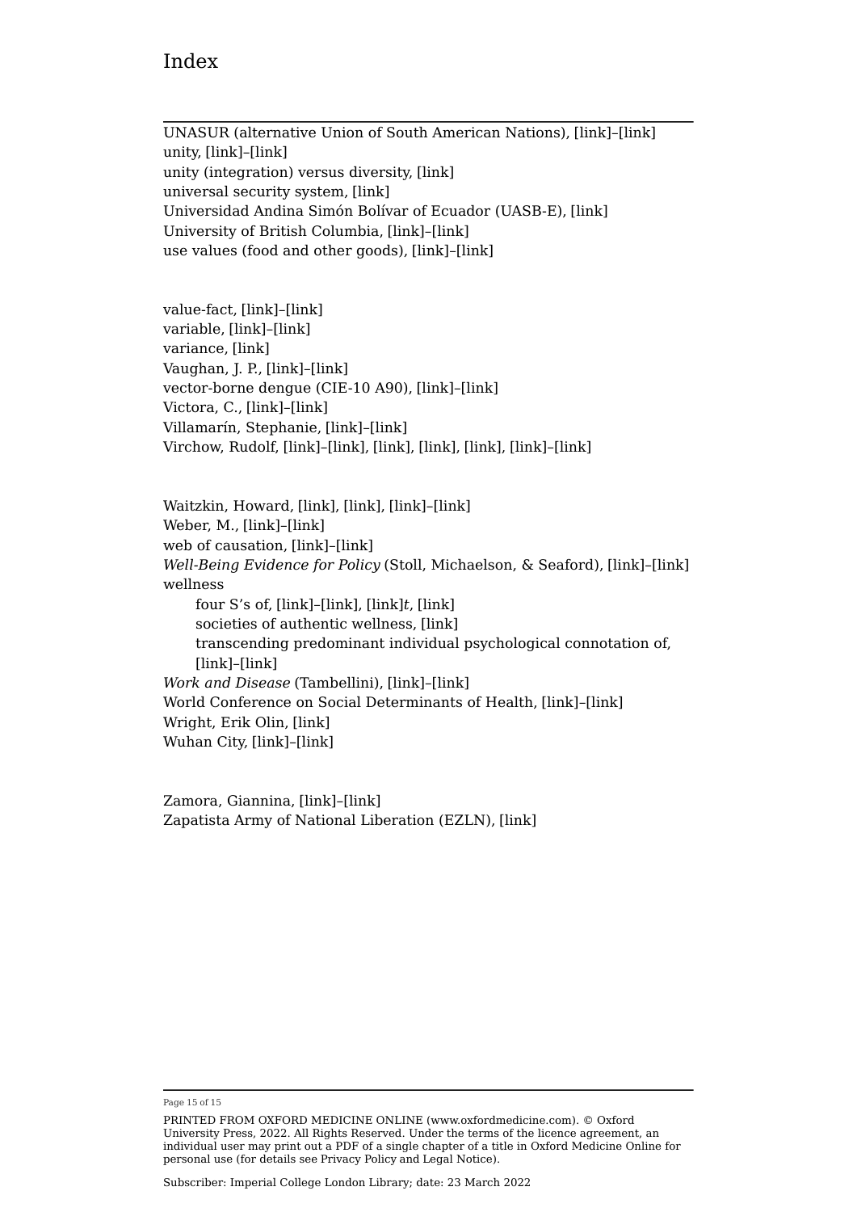# Index

UNASUR (alternative Union of South American Nations), [link]–[link]
unity, [link]–[link]
unity (integration) versus diversity, [link]
universal security system, [link]
Universidad Andina Simón Bolívar of Ecuador (UASB-E), [link]
University of British Columbia, [link]–[link]
use values (food and other goods), [link]–[link]

value-fact, [link]–[link]
variable, [link]–[link]
variance, [link]
Vaughan, J. P., [link]–[link]
vector-borne dengue (CIE-10 A90), [link]–[link]
Victora, C., [link]–[link]
Villamarín, Stephanie, [link]–[link]
Virchow, Rudolf, [link]–[link], [link], [link], [link], [link]–[link]

Waitzkin, Howard, [link], [link], [link]–[link]
Weber, M., [link]–[link]
web of causation, [link]–[link]
*Well-Being Evidence for Policy* (Stoll, Michaelson, & Seaford), [link]–[link]
wellness
- four S's of, [link]–[link], [link]*t*, [link]
- societies of authentic wellness, [link]
- transcending predominant individual psychological connotation of, [link]–[link]

*Work and Disease* (Tambellini), [link]–[link]
World Conference on Social Determinants of Health, [link]–[link]
Wright, Erik Olin, [link]
Wuhan City, [link]–[link]

Zamora, Giannina, [link]–[link]
Zapatista Army of National Liberation (EZLN), [link]